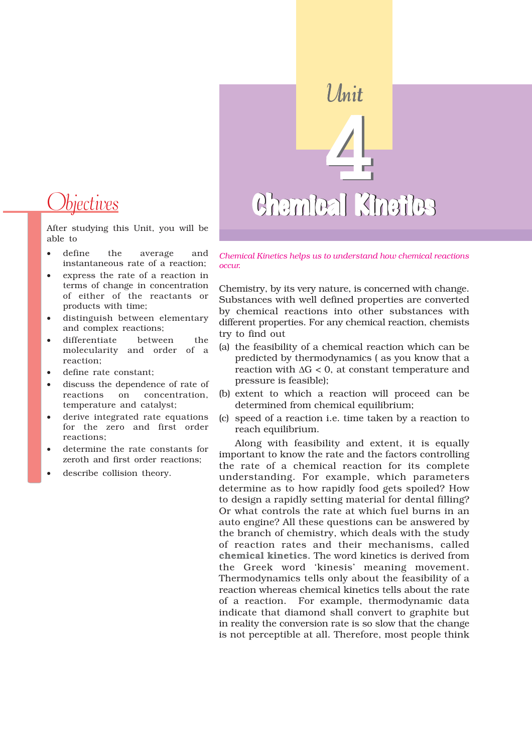# Unit 4

# Chemical Kinetics

## Objectives

After studying this Unit, you will be able to

- define the average and instantaneous rate of a reaction;
- express the rate of a reaction in terms of change in concentration of either of the reactants or products with time;
- distinguish between elementary and complex reactions;
- differentiate between the molecularity and order of a reaction;
- define rate constant;
- discuss the dependence of rate of reactions on concentration, temperature and catalyst;
- derive integrated rate equations for the zero and first order reactions;
- determine the rate constants for zeroth and first order reactions;
- describe collision theory.

*Chemical Kinetics helps us to understand how chemical reactions occur.*

Chemistry, by its very nature, is concerned with change. Substances with well defined properties are converted by chemical reactions into other substances with different properties. For any chemical reaction, chemists try to find out

(a) the feasibility of a chemical reaction which can be predicted by thermodynamics ( as you know that a reaction with $\Delta G < 0$, at constant temperature and pressure is feasible);

(b) extent to which a reaction will proceed can be determined from chemical equilibrium;

(c) speed of a reaction i.e. time taken by a reaction to reach equilibrium.

Along with feasibility and extent, it is equally important to know the rate and the factors controlling the rate of a chemical reaction for its complete understanding. For example, which parameters determine as to how rapidly food gets spoiled? How to design a rapidly setting material for dental filling? Or what controls the rate at which fuel burns in an auto engine? All these questions can be answered by the branch of chemistry, which deals with the study of reaction rates and their mechanisms, called **chemical kinetics**. The word kinetics is derived from the Greek word 'kinesis' meaning movement. Thermodynamics tells only about the feasibility of a reaction whereas chemical kinetics tells about the rate of a reaction. For example, thermodynamic data indicate that diamond shall convert to graphite but in reality the conversion rate is so slow that the change is not perceptible at all. Therefore, most people think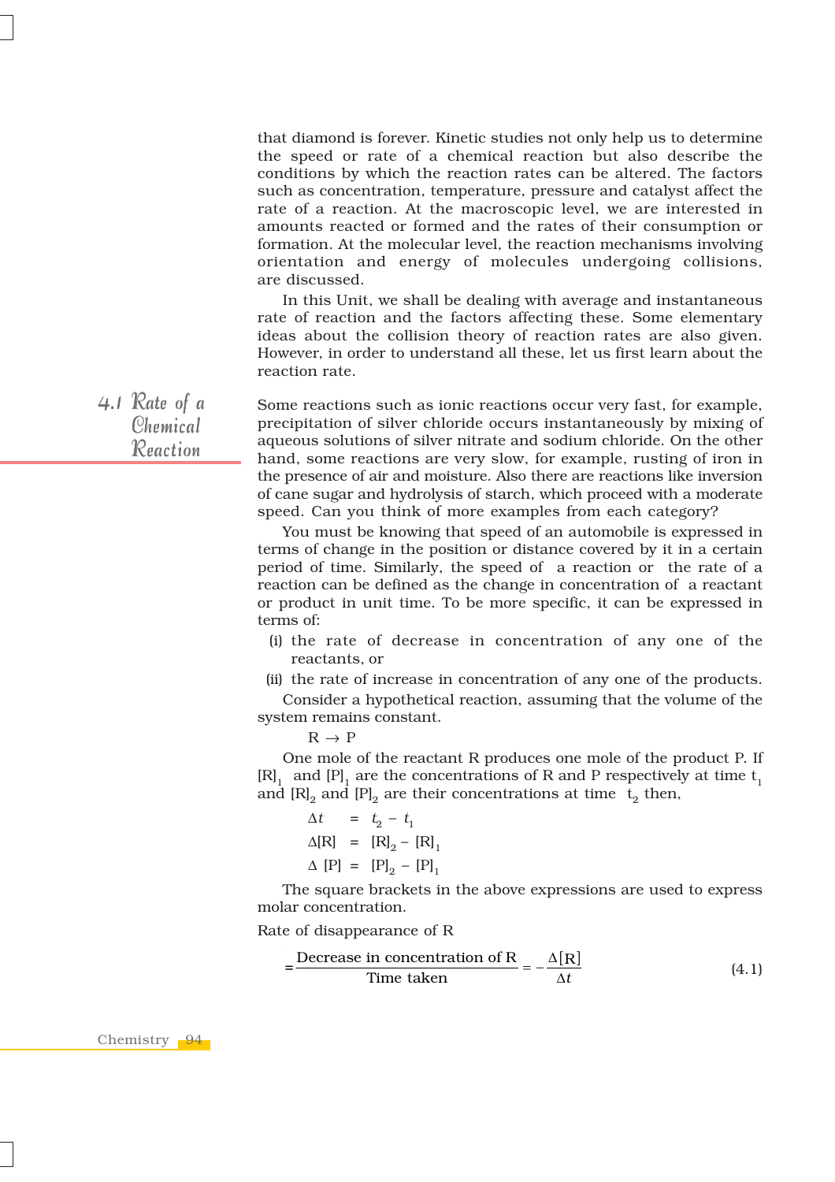that diamond is forever. Kinetic studies not only help us to determine the speed or rate of a chemical reaction but also describe the conditions by which the reaction rates can be altered. The factors such as concentration, temperature, pressure and catalyst affect the rate of a reaction. At the macroscopic level, we are interested in amounts reacted or formed and the rates of their consumption or formation. At the molecular level, the reaction mechanisms involving orientation and energy of molecules undergoing collisions, are discussed.

In this Unit, we shall be dealing with average and instantaneous rate of reaction and the factors affecting these. Some elementary ideas about the collision theory of reaction rates are also given. However, in order to understand all these, let us first learn about the reaction rate.

## 4.1 Rate of a Chemical Reaction

Some reactions such as ionic reactions occur very fast, for example, precipitation of silver chloride occurs instantaneously by mixing of aqueous solutions of silver nitrate and sodium chloride. On the other hand, some reactions are very slow, for example, rusting of iron in the presence of air and moisture. Also there are reactions like inversion of cane sugar and hydrolysis of starch, which proceed with a moderate speed. Can you think of more examples from each category?

You must be knowing that speed of an automobile is expressed in terms of change in the position or distance covered by it in a certain period of time. Similarly, the speed of a reaction or the rate of a reaction can be defined as the change in concentration of a reactant or product in unit time. To be more specific, it can be expressed in terms of:

(i) the rate of decrease in concentration of any one of the reactants, or

(ii) the rate of increase in concentration of any one of the products.

Consider a hypothetical reaction, assuming that the volume of the system remains constant.

$$R \rightarrow P$$

One mole of the reactant R produces one mole of the product P. If $[R]_1$ and $[P]_1$ are the concentrations of R and P respectively at time $t_1$ and $[R]_2$ and $[P]_2$ are their concentrations at time $t_2$ then,

$$\Delta t = t_2 - t_1$$

$$\Delta[R] = [R]_2 - [R]_1$$

$$\Delta[P] = [P]_2 - [P]_1$$

The square brackets in the above expressions are used to express molar concentration.

Rate of disappearance of R

$$= \frac{\text{Decrease in concentration of R}}{\text{Time taken}} = -\frac{\Delta[R]}{\Delta t} \tag{4.1}$$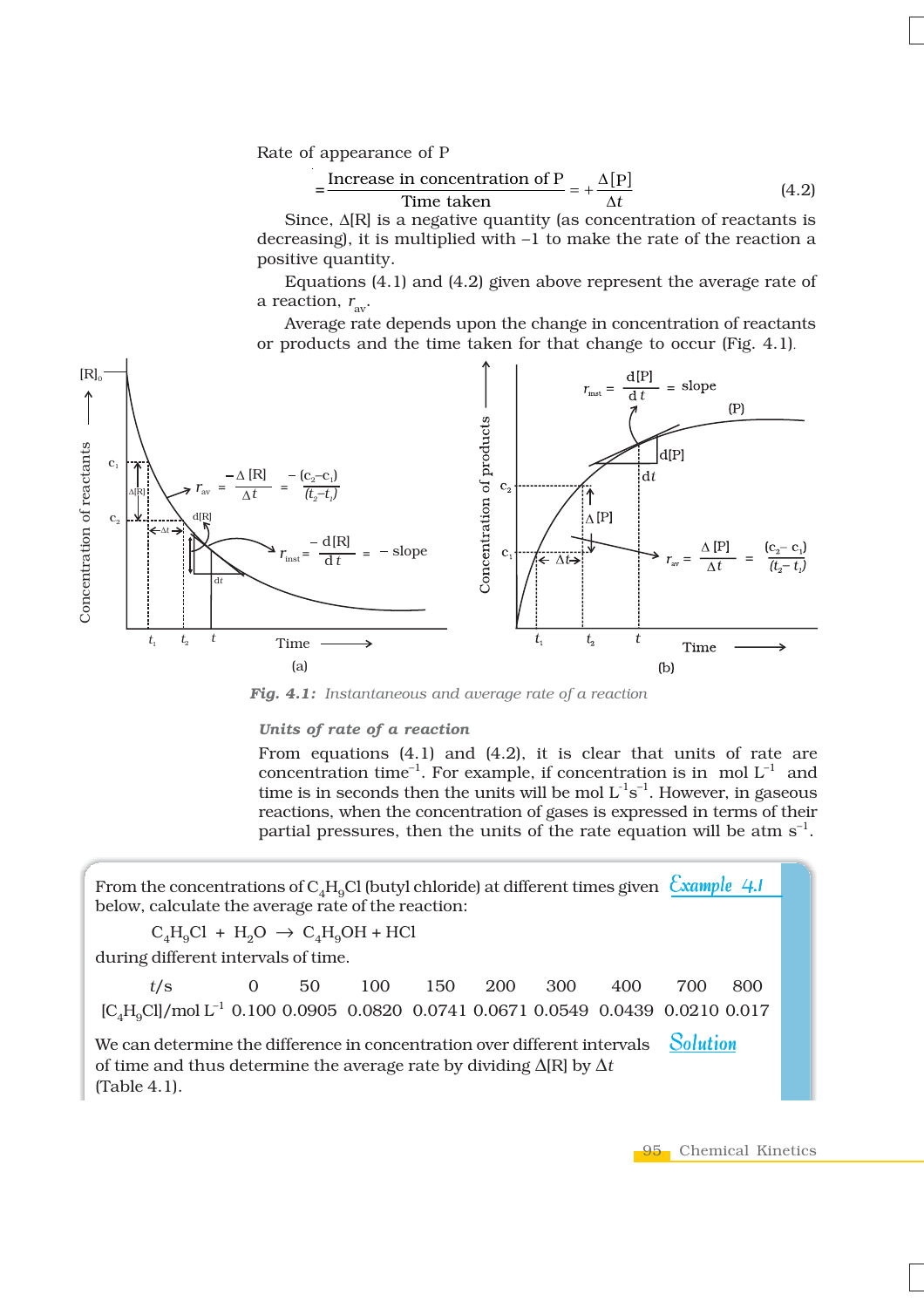Rate of appearance of P

$$= \frac{\text{Increase in concentration of P}}{\text{Time taken}} = + \frac{\Delta[\text{P}]}{\Delta t} \qquad (4.2)$$

Since, $\Delta$[R] is a negative quantity (as concentration of reactants is decreasing), it is multiplied with –1 to make the rate of the reaction a positive quantity.

Equations (4.1) and (4.2) given above represent the average rate of a reaction, $r_{av}$.

Average rate depends upon the change in concentration of reactants or products and the time taken for that change to occur (Fig. 4.1).

*Fig. 4.1: Instantaneous and average rate of a reaction*

### *Units of rate of a reaction*

From equations (4.1) and (4.2), it is clear that units of rate are concentration time$^{-1}$. For example, if concentration is in mol L$^{-1}$ and time is in seconds then the units will be mol L$^{-1}$s$^{-1}$. However, in gaseous reactions, when the concentration of gases is expressed in terms of their partial pressures, then the units of the rate equation will be atm s$^{-1}$.

**Example 4.1**

From the concentrations of $C_4H_9Cl$ (butyl chloride) at different times given below, calculate the average rate of the reaction:

$$C_4H_9Cl + H_2O \rightarrow C_4H_9OH + HCl$$

during different intervals of time.

| $t$/s | 0 | 50 | 100 | 150 | 200 | 300 | 400 | 700 | 800 |
|---|---|---|---|---|---|---|---|---|---|
| [$C_4H_9Cl$]/mol L$^{-1}$ | 0.100 | 0.0905 | 0.0820 | 0.0741 | 0.0671 | 0.0549 | 0.0439 | 0.0210 | 0.017 |

**Solution**

We can determine the difference in concentration over different intervals of time and thus determine the average rate by dividing $\Delta$[R] by $\Delta t$ (Table 4.1).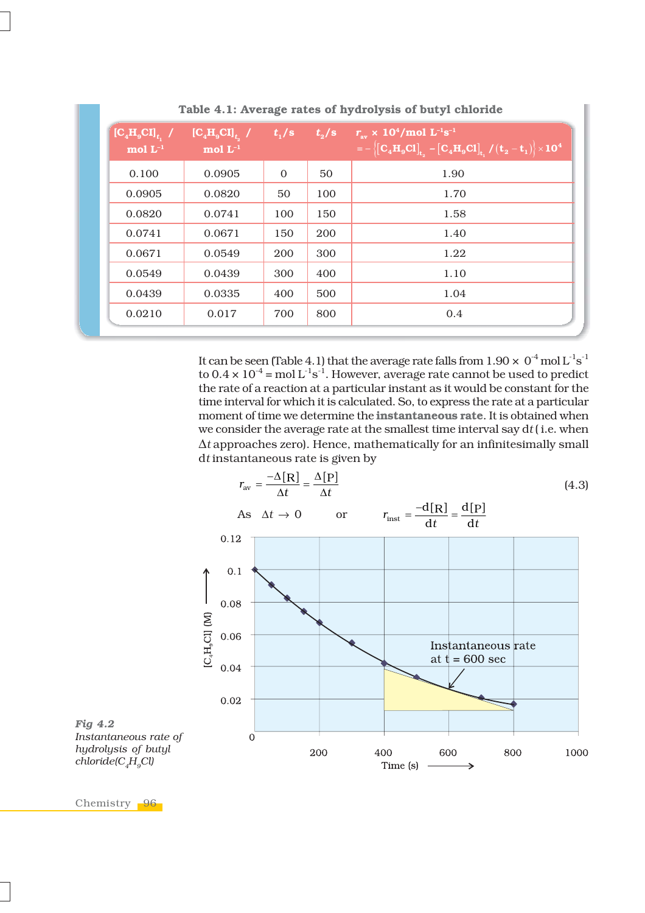**Table 4.1: Average rates of hydrolysis of butyl chloride**

| $[C_4H_9Cl]_{t_1}$ / mol $L^{-1}$ | $[C_4H_9Cl]_{t_2}$ / mol $L^{-1}$ | $t_1$/s | $t_2$/s | $r_{av} \times 10^4$/mol $L^{-1}s^{-1}$ $= -\left\{[C_4H_9Cl]_{t_2} - [C_4H_9Cl]_{t_1} / (t_2 - t_1)\right\} \times 10^4$ |
|---|---|---|---|---|
| 0.100 | 0.0905 | 0 | 50 | 1.90 |
| 0.0905 | 0.0820 | 50 | 100 | 1.70 |
| 0.0820 | 0.0741 | 100 | 150 | 1.58 |
| 0.0741 | 0.0671 | 150 | 200 | 1.40 |
| 0.0671 | 0.0549 | 200 | 300 | 1.22 |
| 0.0549 | 0.0439 | 300 | 400 | 1.10 |
| 0.0439 | 0.0335 | 400 | 500 | 1.04 |
| 0.0210 | 0.017 | 700 | 800 | 0.4 |

It can be seen (Table 4.1) that the average rate falls from $1.90 \times 0^{-4}$ mol $L^{-1}s^{-1}$ to $0.4 \times 10^{-4}$ = mol $L^{-1}s^{-1}$. However, average rate cannot be used to predict the rate of a reaction at a particular instant as it would be constant for the time interval for which it is calculated. So, to express the rate at a particular moment of time we determine the **instantaneous rate**. It is obtained when we consider the average rate at the smallest time interval say $dt$ ( i.e. when $\Delta t$ approaches zero). Hence, mathematically for an infinitesimally small $dt$ instantaneous rate is given by

$$r_{av} = \frac{-\Delta[R]}{\Delta t} = \frac{\Delta[P]}{\Delta t} \tag{4.3}$$

As $\Delta t \to 0$ or $r_{inst} = \frac{-d[R]}{dt} = \frac{d[P]}{dt}$

*Fig 4.2 Instantaneous rate of hydrolysis of butyl chloride($C_4H_9Cl$)*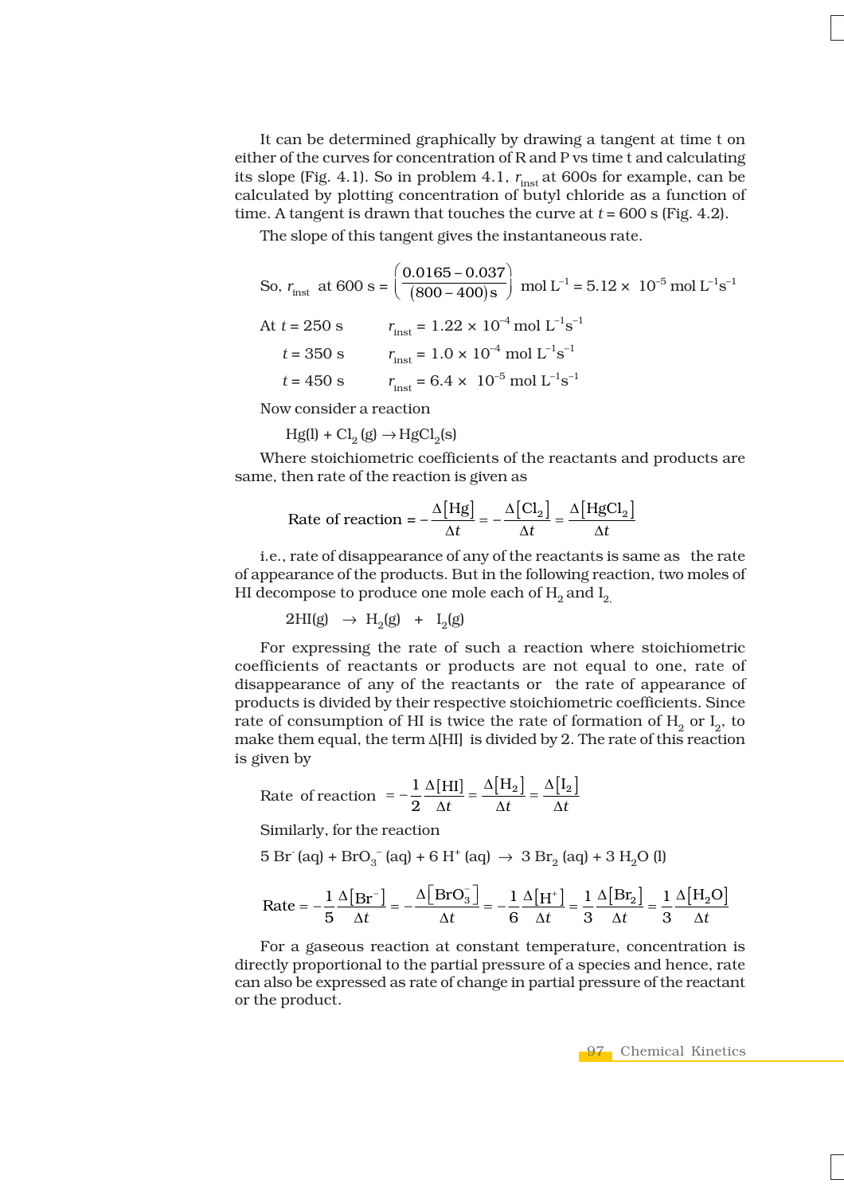It can be determined graphically by drawing a tangent at time t on either of the curves for concentration of R and P vs time t and calculating its slope (Fig. 4.1). So in problem 4.1, $r_{inst}$ at 600s for example, can be calculated by plotting concentration of butyl chloride as a function of time. A tangent is drawn that touches the curve at $t = 600$ s (Fig. 4.2).

The slope of this tangent gives the instantaneous rate.

$$\text{So, } r_{inst} \text{ at 600 s} = \left(\frac{0.0165 - 0.037}{(800-400)\,\text{s}}\right) \text{ mol L}^{-1} = 5.12 \times 10^{-5} \text{ mol L}^{-1}\text{s}^{-1}$$

At $t = 250$ s $\quad r_{inst} = 1.22 \times 10^{-4}$ mol L$^{-1}$s$^{-1}$

$t = 350$ s $\quad r_{inst} = 1.0 \times 10^{-4}$ mol L$^{-1}$s$^{-1}$

$t = 450$ s $\quad r_{inst} = 6.4 \times 10^{-5}$ mol L$^{-1}$s$^{-1}$

Now consider a reaction

$$Hg(l) + Cl_2(g) \rightarrow HgCl_2(s)$$

Where stoichiometric coefficients of the reactants and products are same, then rate of the reaction is given as

$$\text{Rate of reaction} = -\frac{\Delta[Hg]}{\Delta t} = -\frac{\Delta[Cl_2]}{\Delta t} = \frac{\Delta[HgCl_2]}{\Delta t}$$

i.e., rate of disappearance of any of the reactants is same as the rate of appearance of the products. But in the following reaction, two moles of HI decompose to produce one mole each of $H_2$ and $I_2$

$$2HI(g) \rightarrow H_2(g) + I_2(g)$$

For expressing the rate of such a reaction where stoichiometric coefficients of reactants or products are not equal to one, rate of disappearance of any of the reactants or the rate of appearance of products is divided by their respective stoichiometric coefficients. Since rate of consumption of HI is twice the rate of formation of $H_2$ or $I_2$, to make them equal, the term $\Delta$[HI] is divided by 2. The rate of this reaction is given by

$$\text{Rate of reaction} = -\frac{1}{2}\frac{\Delta[HI]}{\Delta t} = \frac{\Delta[H_2]}{\Delta t} = \frac{\Delta[I_2]}{\Delta t}$$

Similarly, for the reaction

$$5\,Br^-(aq) + BrO_3^-(aq) + 6\,H^+(aq) \rightarrow 3\,Br_2(aq) + 3\,H_2O(l)$$

$$\text{Rate} = -\frac{1}{5}\frac{\Delta[Br^-]}{\Delta t} = -\frac{\Delta[BrO_3^-]}{\Delta t} = -\frac{1}{6}\frac{\Delta[H^+]}{\Delta t} = \frac{1}{3}\frac{\Delta[Br_2]}{\Delta t} = \frac{1}{3}\frac{\Delta[H_2O]}{\Delta t}$$

For a gaseous reaction at constant temperature, concentration is directly proportional to the partial pressure of a species and hence, rate can also be expressed as rate of change in partial pressure of the reactant or the product.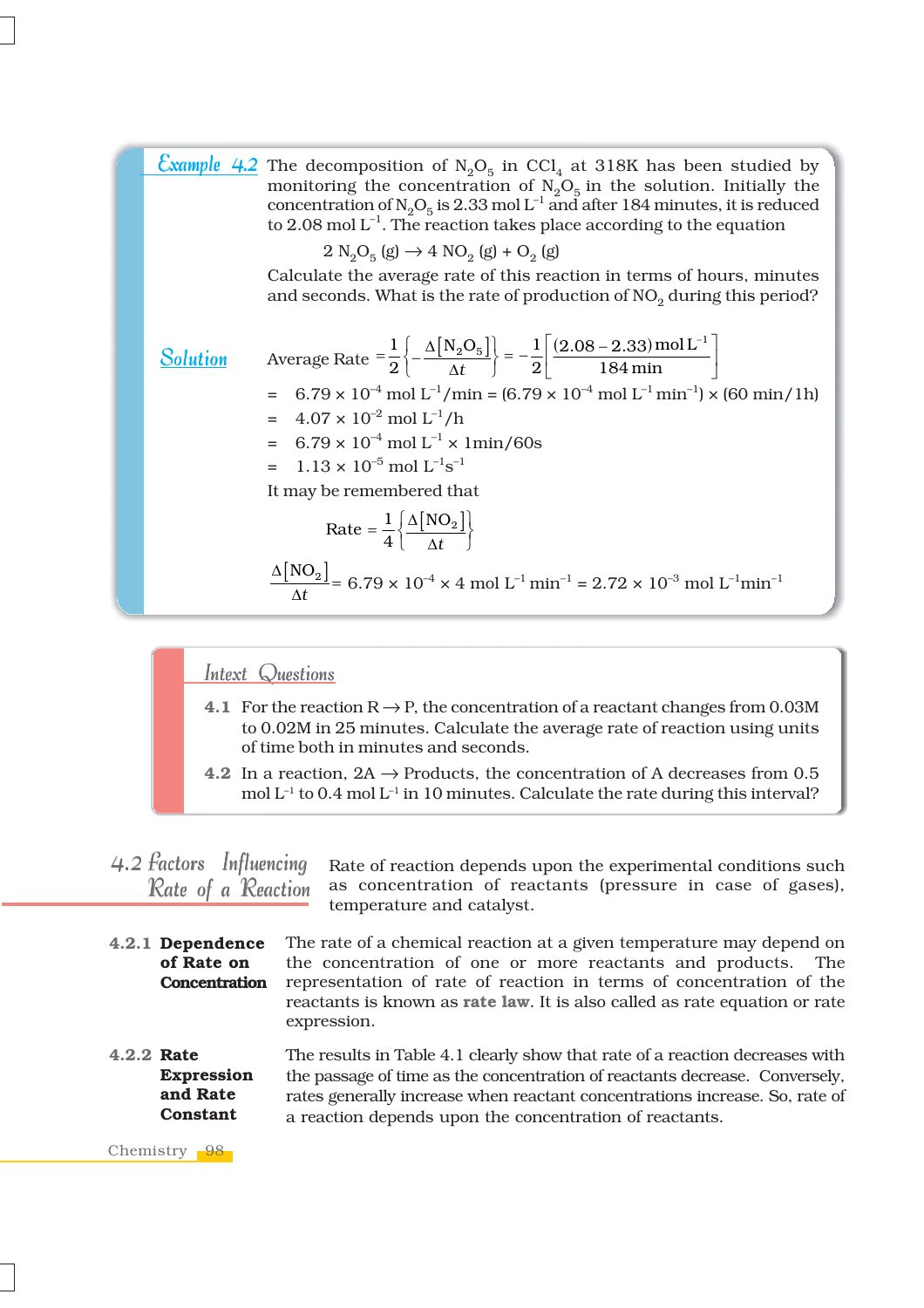*Example 4.2* The decomposition of $N_2O_5$ in $CCl_4$ at 318K has been studied by monitoring the concentration of $N_2O_5$ in the solution. Initially the concentration of $N_2O_5$ is 2.33 mol $L^{-1}$ and after 184 minutes, it is reduced to 2.08 mol $L^{-1}$. The reaction takes place according to the equation

$$2\,N_2O_5\,(g) \rightarrow 4\,NO_2\,(g) + O_2\,(g)$$

Calculate the average rate of this reaction in terms of hours, minutes and seconds. What is the rate of production of $NO_2$ during this period?

*Solution*

$$\text{Average Rate} = \frac{1}{2}\left\{-\frac{\Delta[N_2O_5]}{\Delta t}\right\} = -\frac{1}{2}\left[\frac{(2.08-2.33)\,\text{mol L}^{-1}}{184\,\text{min}}\right]$$

$= 6.79 \times 10^{-4}$ mol $L^{-1}$/min $= (6.79 \times 10^{-4}$ mol $L^{-1}$ $min^{-1}) \times (60$ min/1h$)$

$= 4.07 \times 10^{-2}$ mol $L^{-1}$/h

$= 6.79 \times 10^{-4}$ mol $L^{-1} \times$ 1min/60s

$= 1.13 \times 10^{-5}$ mol $L^{-1}s^{-1}$

It may be remembered that

$$\text{Rate} = \frac{1}{4}\left\{\frac{\Delta[NO_2]}{\Delta t}\right\}$$

$$\frac{\Delta[NO_2]}{\Delta t} = 6.79 \times 10^{-4} \times 4\ \text{mol L}^{-1}\,\text{min}^{-1} = 2.72 \times 10^{-3}\ \text{mol L}^{-1}\text{min}^{-1}$$

## Intext Questions

**4.1** For the reaction $R \rightarrow P$, the concentration of a reactant changes from 0.03M to 0.02M in 25 minutes. Calculate the average rate of reaction using units of time both in minutes and seconds.

**4.2** In a reaction, $2A \rightarrow$ Products, the concentration of A decreases from 0.5 mol $L^{-1}$ to 0.4 mol $L^{-1}$ in 10 minutes. Calculate the rate during this interval?

## 4.2 Factors Influencing Rate of a Reaction

Rate of reaction depends upon the experimental conditions such as concentration of reactants (pressure in case of gases), temperature and catalyst.

### 4.2.1 Dependence of Rate on Concentration

The rate of a chemical reaction at a given temperature may depend on the concentration of one or more reactants and products. The representation of rate of reaction in terms of concentration of the reactants is known as **rate law**. It is also called as rate equation or rate expression.

### 4.2.2 Rate Expression and Rate Constant

The results in Table 4.1 clearly show that rate of a reaction decreases with the passage of time as the concentration of reactants decrease. Conversely, rates generally increase when reactant concentrations increase. So, rate of a reaction depends upon the concentration of reactants.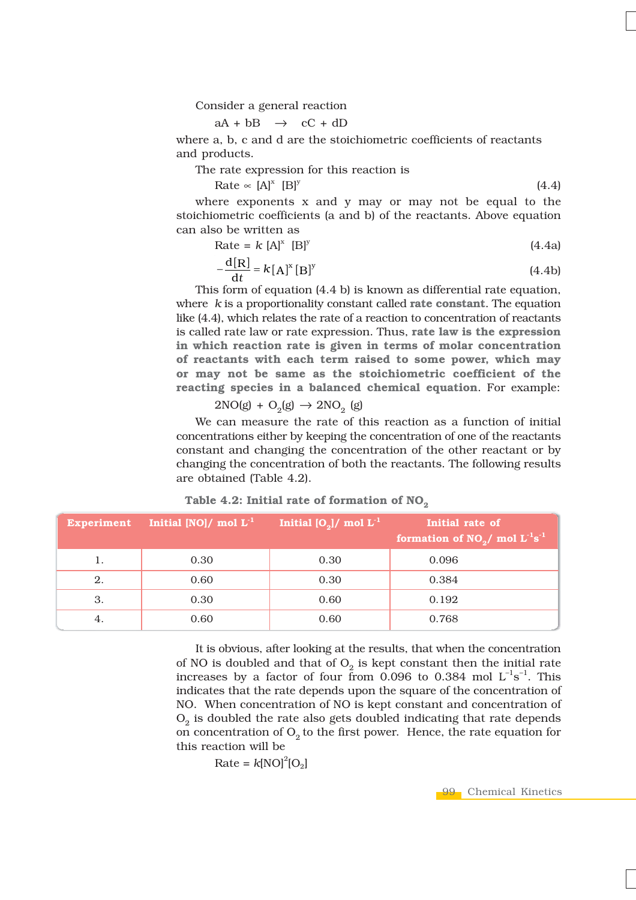Consider a general reaction

$$aA + bB \rightarrow cC + dD$$

where a, b, c and d are the stoichiometric coefficients of reactants and products.

The rate expression for this reaction is

$$\text{Rate} \propto [A]^x \ [B]^y \qquad (4.4)$$

where exponents x and y may or may not be equal to the stoichiometric coefficients (a and b) of the reactants. Above equation can also be written as

$$\text{Rate} = k \ [A]^x \ [B]^y \qquad (4.4a)$$

$$-\frac{d[R]}{dt} = k[A]^x[B]^y \qquad (4.4b)$$

This form of equation (4.4 b) is known as differential rate equation, where $k$ is a proportionality constant called **rate constant**. The equation like (4.4), which relates the rate of a reaction to concentration of reactants is called rate law or rate expression. Thus, **rate law is the expression in which reaction rate is given in terms of molar concentration of reactants with each term raised to some power, which may or may not be same as the stoichiometric coefficient of the reacting species in a balanced chemical equation**. For example:

$$2NO(g) + O_2(g) \rightarrow 2NO_2 \ (g)$$

We can measure the rate of this reaction as a function of initial concentrations either by keeping the concentration of one of the reactants constant and changing the concentration of the other reactant or by changing the concentration of both the reactants. The following results are obtained (Table 4.2).

**Table 4.2: Initial rate of formation of $NO_2$**

| Experiment | Initial [NO]/ mol $L^{-1}$ | Initial [$O_2$]/ mol $L^{-1}$ | Initial rate of formation of $NO_2$/ mol $L^{-1}s^{-1}$ |
|---|---|---|---|
| 1. | 0.30 | 0.30 | 0.096 |
| 2. | 0.60 | 0.30 | 0.384 |
| 3. | 0.30 | 0.60 | 0.192 |
| 4. | 0.60 | 0.60 | 0.768 |

It is obvious, after looking at the results, that when the concentration of NO is doubled and that of $O_2$ is kept constant then the initial rate increases by a factor of four from 0.096 to 0.384 mol $L^{-1}s^{-1}$. This indicates that the rate depends upon the square of the concentration of NO. When concentration of NO is kept constant and concentration of $O_2$ is doubled the rate also gets doubled indicating that rate depends on concentration of $O_2$ to the first power. Hence, the rate equation for this reaction will be

$$\text{Rate} = k[NO]^2[O_2]$$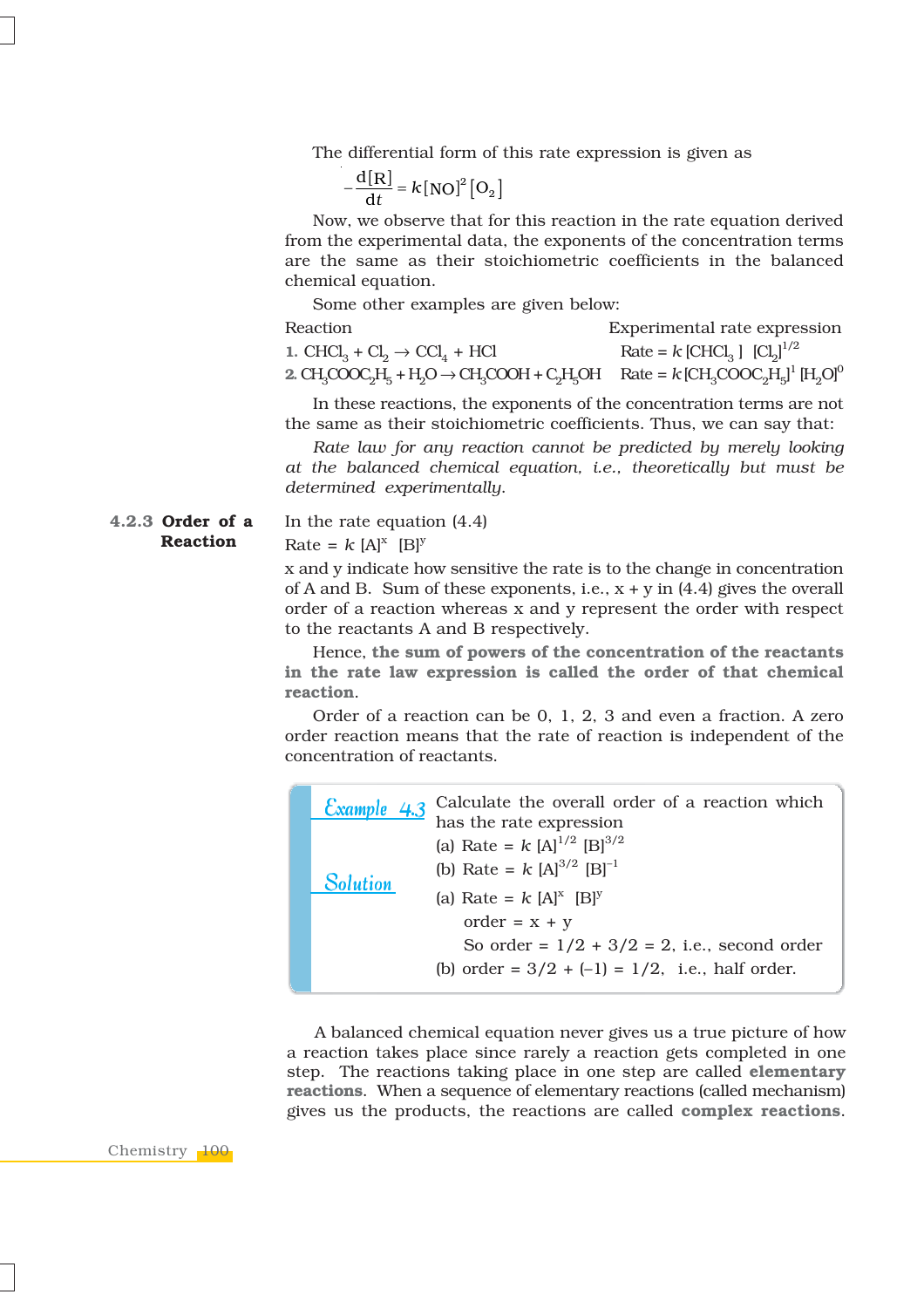The differential form of this rate expression is given as

$$-\frac{d[R]}{dt} = k[NO]^2[O_2]$$

Now, we observe that for this reaction in the rate equation derived from the experimental data, the exponents of the concentration terms are the same as their stoichiometric coefficients in the balanced chemical equation.

Some other examples are given below:

| Reaction | Experimental rate expression |
|---|---|
| 1. $CHCl_3 + Cl_2 \rightarrow CCl_4 + HCl$ | Rate = $k\,[CHCl_3]\,[Cl_2]^{1/2}$ |
| 2. $CH_3COOC_2H_5 + H_2O \rightarrow CH_3COOH + C_2H_5OH$ | Rate = $k\,[CH_3COOC_2H_5]^1\,[H_2O]^0$ |

In these reactions, the exponents of the concentration terms are not the same as their stoichiometric coefficients. Thus, we can say that:

*Rate law for any reaction cannot be predicted by merely looking at the balanced chemical equation, i.e., theoretically but must be determined experimentally.*

### 4.2.3 Order of a Reaction

In the rate equation (4.4)

Rate = $k\,[A]^x\,[B]^y$

x and y indicate how sensitive the rate is to the change in concentration of A and B. Sum of these exponents, i.e., x + y in (4.4) gives the overall order of a reaction whereas x and y represent the order with respect to the reactants A and B respectively.

Hence, **the sum of powers of the concentration of the reactants in the rate law expression is called the order of that chemical reaction**.

Order of a reaction can be 0, 1, 2, 3 and even a fraction. A zero order reaction means that the rate of reaction is independent of the concentration of reactants.

**Example 4.3** Calculate the overall order of a reaction which has the rate expression

(a) Rate = $k\,[A]^{1/2}\,[B]^{3/2}$

(b) Rate = $k\,[A]^{3/2}\,[B]^{-1}$

**Solution**

(a) Rate = $k\,[A]^x\,[B]^y$

order = x + y

So order = 1/2 + 3/2 = 2, i.e., second order

(b) order = 3/2 + (–1) = 1/2, i.e., half order.

A balanced chemical equation never gives us a true picture of how a reaction takes place since rarely a reaction gets completed in one step. The reactions taking place in one step are called **elementary reactions**. When a sequence of elementary reactions (called mechanism) gives us the products, the reactions are called **complex reactions**.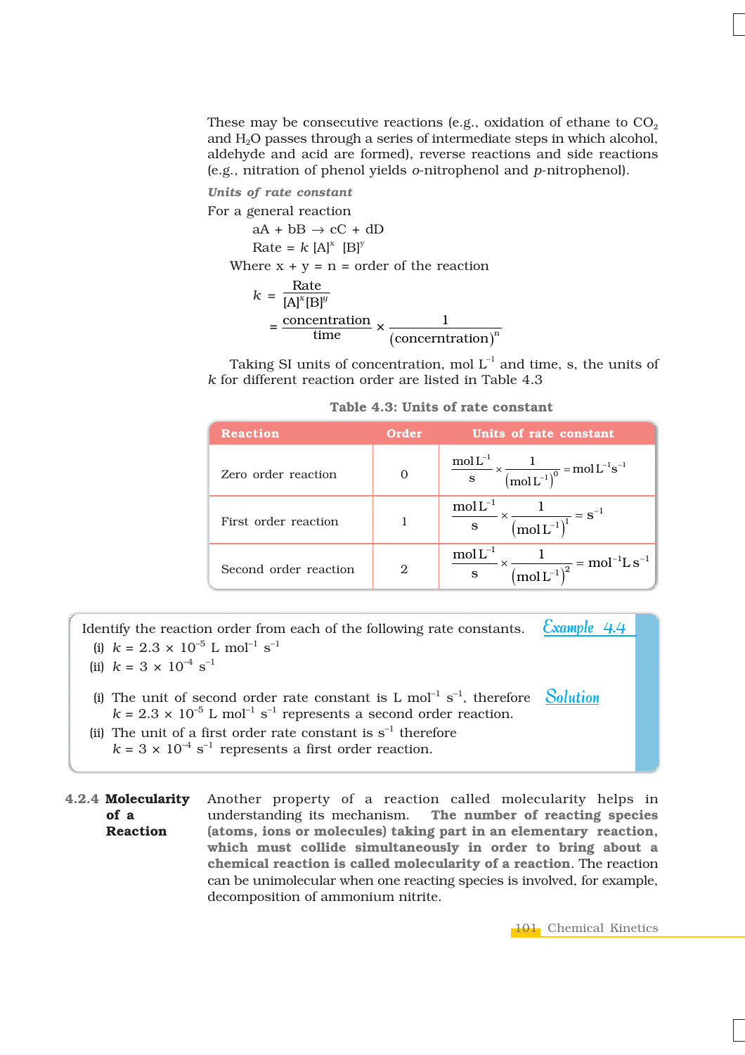These may be consecutive reactions (e.g., oxidation of ethane to $CO_2$ and $H_2O$ passes through a series of intermediate steps in which alcohol, aldehyde and acid are formed), reverse reactions and side reactions (e.g., nitration of phenol yields *o*-nitrophenol and *p*-nitrophenol).

***Units of rate constant***

For a general reaction

$$aA + bB \rightarrow cC + dD$$

$$\text{Rate} = k\,[A]^x\,[B]^y$$

Where x + y = n = order of the reaction

$$k = \frac{\text{Rate}}{[A]^x[B]^y}$$

$$= \frac{\text{concentration}}{\text{time}} \times \frac{1}{(\text{concerntration})^n}$$

Taking SI units of concentration, mol $L^{-1}$ and time, s, the units of $k$ for different reaction order are listed in Table 4.3

**Table 4.3: Units of rate constant**

| Reaction | Order | Units of rate constant |
|---|---|---|
| Zero order reaction | 0 | $\frac{\text{mol L}^{-1}}{\text{s}} \times \frac{1}{(\text{mol L}^{-1})^0} = \text{mol L}^{-1}\text{s}^{-1}$ |
| First order reaction | 1 | $\frac{\text{mol L}^{-1}}{\text{s}} \times \frac{1}{(\text{mol L}^{-1})^1} = \text{s}^{-1}$ |
| Second order reaction | 2 | $\frac{\text{mol L}^{-1}}{\text{s}} \times \frac{1}{(\text{mol L}^{-1})^2} = \text{mol}^{-1}\text{L s}^{-1}$ |

***Example 4.4***

Identify the reaction order from each of the following rate constants.

(i) $k = 2.3 \times 10^{-5}$ L mol$^{-1}$ s$^{-1}$

(ii) $k = 3 \times 10^{-4}$ s$^{-1}$

***Solution***

(i) The unit of second order rate constant is L mol$^{-1}$ s$^{-1}$, therefore $k = 2.3 \times 10^{-5}$ L mol$^{-1}$ s$^{-1}$ represents a second order reaction.

(ii) The unit of a first order rate constant is s$^{-1}$ therefore $k = 3 \times 10^{-4}$ s$^{-1}$ represents a first order reaction.

### 4.2.4 Molecularity of a Reaction

Another property of a reaction called molecularity helps in understanding its mechanism. **The number of reacting species (atoms, ions or molecules) taking part in an elementary reaction, which must collide simultaneously in order to bring about a chemical reaction is called molecularity of a reaction.** The reaction can be unimolecular when one reacting species is involved, for example, decomposition of ammonium nitrite.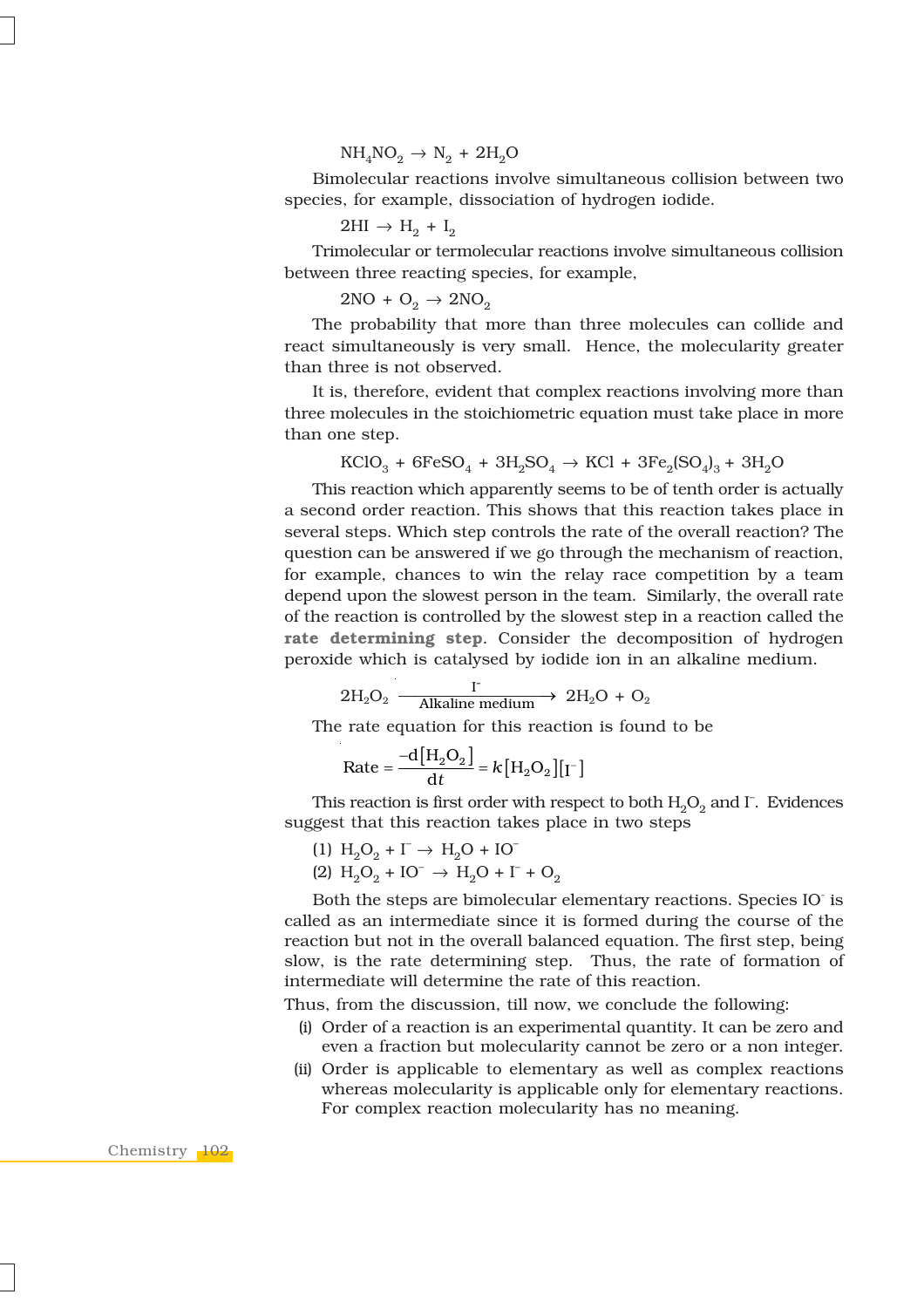$$NH_4NO_2 \rightarrow N_2 + 2H_2O$$

Bimolecular reactions involve simultaneous collision between two species, for example, dissociation of hydrogen iodide.

$$2HI \rightarrow H_2 + I_2$$

Trimolecular or termolecular reactions involve simultaneous collision between three reacting species, for example,

$$2NO + O_2 \rightarrow 2NO_2$$

The probability that more than three molecules can collide and react simultaneously is very small. Hence, the molecularity greater than three is not observed.

It is, therefore, evident that complex reactions involving more than three molecules in the stoichiometric equation must take place in more than one step.

$$KClO_3 + 6FeSO_4 + 3H_2SO_4 \rightarrow KCl + 3Fe_2(SO_4)_3 + 3H_2O$$

This reaction which apparently seems to be of tenth order is actually a second order reaction. This shows that this reaction takes place in several steps. Which step controls the rate of the overall reaction? The question can be answered if we go through the mechanism of reaction, for example, chances to win the relay race competition by a team depend upon the slowest person in the team. Similarly, the overall rate of the reaction is controlled by the slowest step in a reaction called the **rate determining step**. Consider the decomposition of hydrogen peroxide which is catalysed by iodide ion in an alkaline medium.

$$2H_2O_2 \xrightarrow[\text{Alkaline medium}]{I^-} 2H_2O + O_2$$

The rate equation for this reaction is found to be

$$\text{Rate} = \frac{-d[H_2O_2]}{dt} = k[H_2O_2][I^-]$$

This reaction is first order with respect to both $H_2O_2$ and $I^-$. Evidences suggest that this reaction takes place in two steps

(1) $H_2O_2 + I^- \rightarrow H_2O + IO^-$

(2) $H_2O_2 + IO^- \rightarrow H_2O + I^- + O_2$

Both the steps are bimolecular elementary reactions. Species $IO^-$ is called as an intermediate since it is formed during the course of the reaction but not in the overall balanced equation. The first step, being slow, is the rate determining step. Thus, the rate of formation of intermediate will determine the rate of this reaction.

Thus, from the discussion, till now, we conclude the following:

(i) Order of a reaction is an experimental quantity. It can be zero and even a fraction but molecularity cannot be zero or a non integer.

(ii) Order is applicable to elementary as well as complex reactions whereas molecularity is applicable only for elementary reactions. For complex reaction molecularity has no meaning.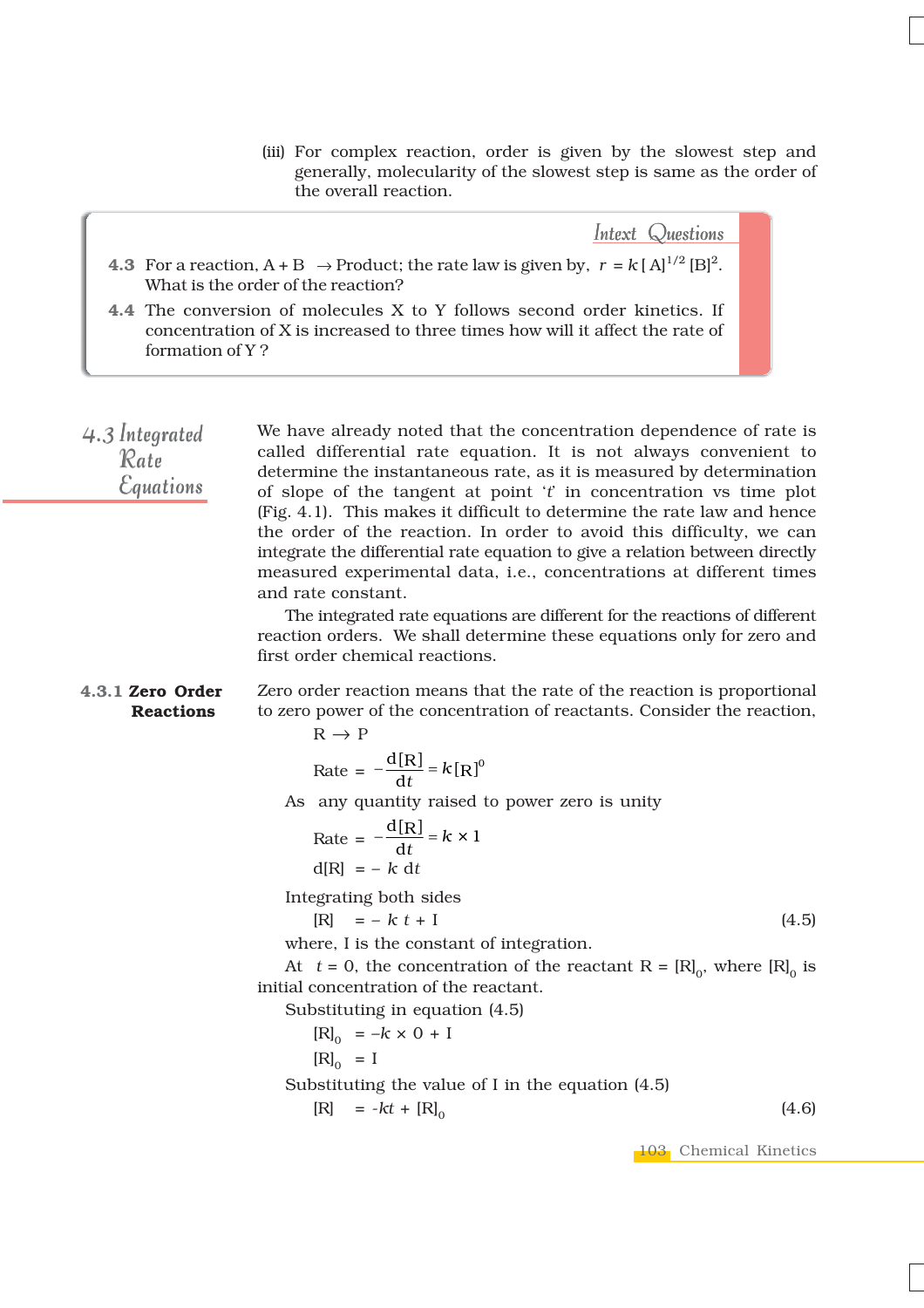(iii) For complex reaction, order is given by the slowest step and generally, molecularity of the slowest step is same as the order of the overall reaction.

### Intext Questions

**4.3** For a reaction, A + B $\rightarrow$ Product; the rate law is given by, $r = k\,[A]^{1/2}\,[B]^2$. What is the order of the reaction?

**4.4** The conversion of molecules X to Y follows second order kinetics. If concentration of X is increased to three times how will it affect the rate of formation of Y ?

## 4.3 Integrated Rate Equations

We have already noted that the concentration dependence of rate is called differential rate equation. It is not always convenient to determine the instantaneous rate, as it is measured by determination of slope of the tangent at point '*t*' in concentration vs time plot (Fig. 4.1). This makes it difficult to determine the rate law and hence the order of the reaction. In order to avoid this difficulty, we can integrate the differential rate equation to give a relation between directly measured experimental data, i.e., concentrations at different times and rate constant.

The integrated rate equations are different for the reactions of different reaction orders. We shall determine these equations only for zero and first order chemical reactions.

### 4.3.1 Zero Order Reactions

Zero order reaction means that the rate of the reaction is proportional to zero power of the concentration of reactants. Consider the reaction,

$$R \rightarrow P$$

$$\text{Rate} = -\frac{d[R]}{dt} = k[R]^0$$

As any quantity raised to power zero is unity

$$\text{Rate} = -\frac{d[R]}{dt} = k \times 1$$

$$d[R] = -k\,dt$$

Integrating both sides

$$[R] = -k\,t + I \qquad (4.5)$$

where, I is the constant of integration.

At $t = 0$, the concentration of the reactant R = $[R]_0$, where $[R]_0$ is initial concentration of the reactant.

Substituting in equation (4.5)

$$[R]_0 = -k \times 0 + I$$

$$[R]_0 = I$$

Substituting the value of I in the equation (4.5)

$$[R] = -kt + [R]_0 \qquad (4.6)$$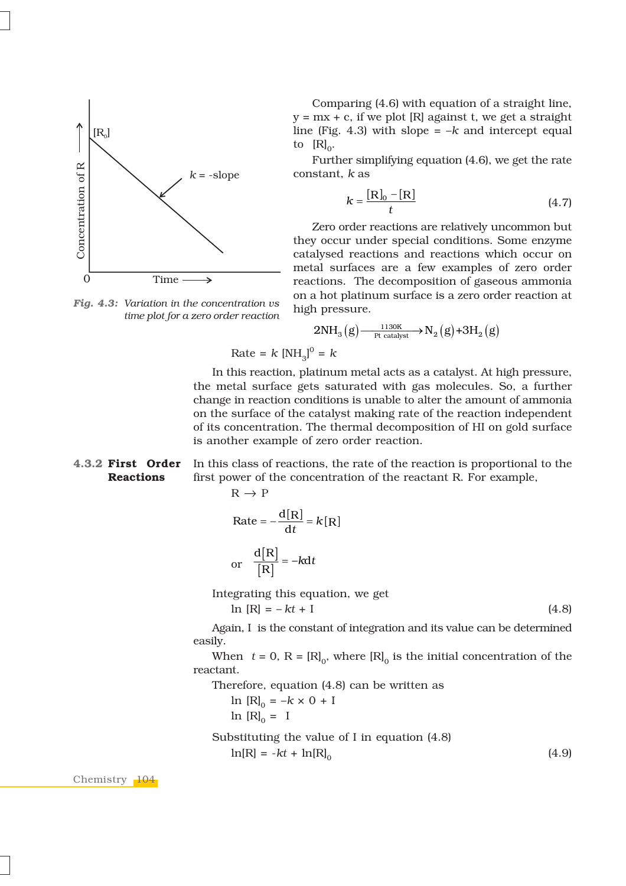Comparing (4.6) with equation of a straight line, y = mx + c, if we plot [R] against t, we get a straight line (Fig. 4.3) with slope = $-k$ and intercept equal to $[R]_0$.

Further simplifying equation (4.6), we get the rate constant, $k$ as

$$k = \frac{[R]_0 - [R]}{t} \tag{4.7}$$

*Fig. 4.3: Variation in the concentration vs time plot for a zero order reaction*

Zero order reactions are relatively uncommon but they occur under special conditions. Some enzyme catalysed reactions and reactions which occur on metal surfaces are a few examples of zero order reactions. The decomposition of gaseous ammonia on a hot platinum surface is a zero order reaction at high pressure.

$$2NH_3(g) \xrightarrow[\text{Pt catalyst}]{1130K} N_2(g) + 3H_2(g)$$

$$\text{Rate} = k\,[NH_3]^0 = k$$

In this reaction, platinum metal acts as a catalyst. At high pressure, the metal surface gets saturated with gas molecules. So, a further change in reaction conditions is unable to alter the amount of ammonia on the surface of the catalyst making rate of the reaction independent of its concentration. The thermal decomposition of HI on gold surface is another example of zero order reaction.

### 4.3.2 First Order Reactions

In this class of reactions, the rate of the reaction is proportional to the first power of the concentration of the reactant R. For example,

$$R \rightarrow P$$

$$\text{Rate} = -\frac{d[R]}{dt} = k[R]$$

or $$\frac{d[R]}{[R]} = -k\,dt$$

Integrating this equation, we get

$$\ln [R] = -kt + I \tag{4.8}$$

Again, I is the constant of integration and its value can be determined easily.

When $t = 0$, R = $[R]_0$, where $[R]_0$ is the initial concentration of the reactant.

Therefore, equation (4.8) can be written as

$$\ln [R]_0 = -k \times 0 + I$$

$$\ln [R]_0 = I$$

Substituting the value of I in equation (4.8)

$$\ln[R] = -kt + \ln[R]_0 \tag{4.9}$$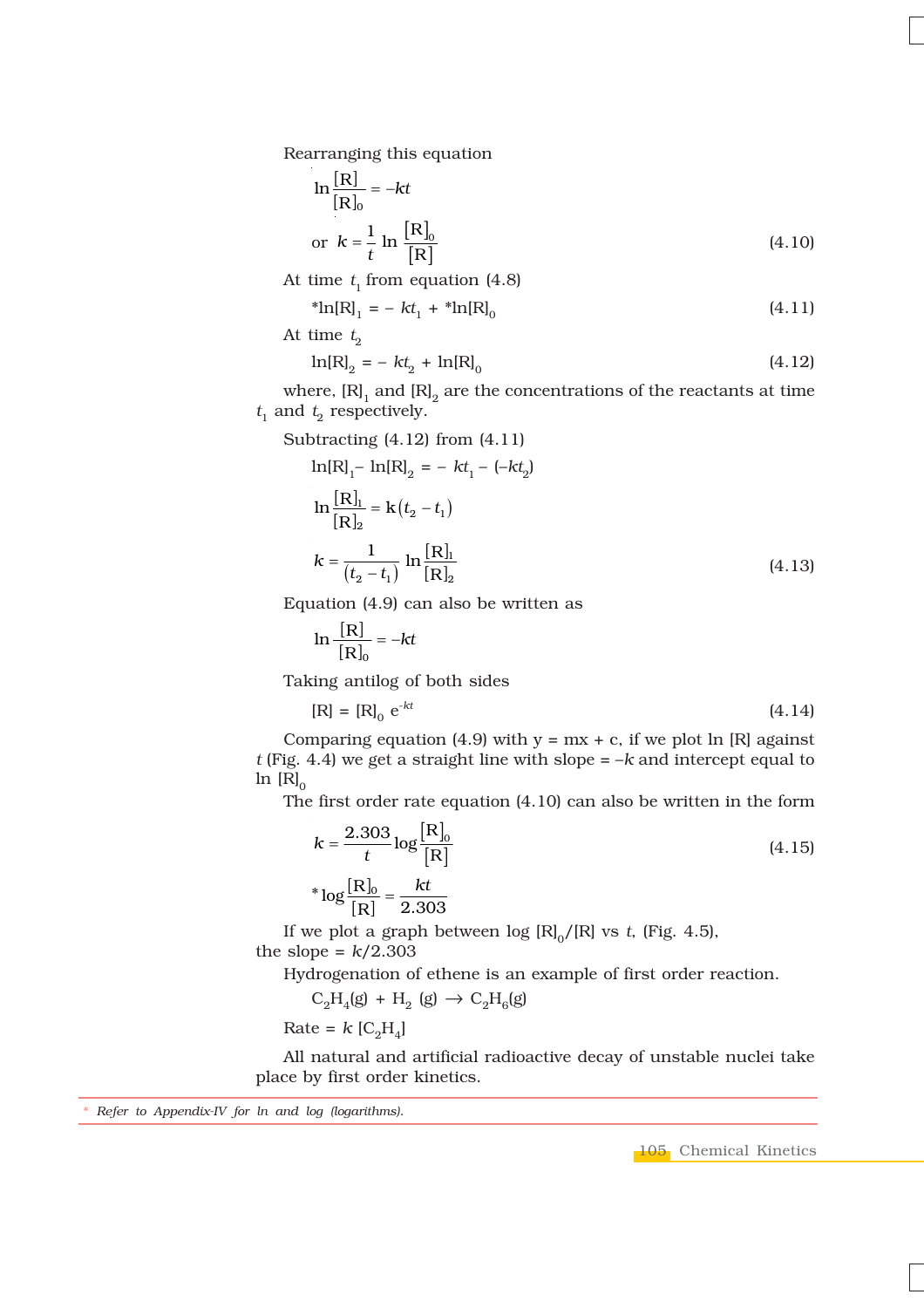Rearranging this equation

$$\ln \frac{[\text{R}]}{[\text{R}]_0} = -kt$$

$$\text{or } k = \frac{1}{t} \ln \frac{[\text{R}]_0}{[\text{R}]} \tag{4.10}$$

At time $t_1$ from equation (4.8)

$$^*\ln[\text{R}]_1 = -kt_1 + {}^*\ln[\text{R}]_0 \tag{4.11}$$

At time $t_2$

$$\ln[\text{R}]_2 = -kt_2 + \ln[\text{R}]_0 \tag{4.12}$$

where, $[\text{R}]_1$ and $[\text{R}]_2$ are the concentrations of the reactants at time $t_1$ and $t_2$ respectively.

Subtracting (4.12) from (4.11)

$$\ln[\text{R}]_1 - \ln[\text{R}]_2 = -kt_1 - (-kt_2)$$

$$\ln \frac{[\text{R}]_1}{[\text{R}]_2} = \text{k}(t_2 - t_1)$$

$$k = \frac{1}{(t_2 - t_1)} \ln \frac{[\text{R}]_1}{[\text{R}]_2} \tag{4.13}$$

Equation (4.9) can also be written as

$$\ln \frac{[\text{R}]}{[\text{R}]_0} = -kt$$

Taking antilog of both sides

$$[\text{R}] = [\text{R}]_0 \, e^{-kt} \tag{4.14}$$

Comparing equation (4.9) with y = mx + c, if we plot ln [R] against $t$ (Fig. 4.4) we get a straight line with slope = $-k$ and intercept equal to ln $[\text{R}]_0$

The first order rate equation (4.10) can also be written in the form

$$k = \frac{2.303}{t} \log \frac{[\text{R}]_0}{[\text{R}]} \tag{4.15}$$

$$^*\log \frac{[\text{R}]_0}{[\text{R}]} = \frac{kt}{2.303}$$

If we plot a graph between log $[\text{R}]_0/[\text{R}]$ vs $t$, (Fig. 4.5), the slope = $k/2.303$

Hydrogenation of ethene is an example of first order reaction.

$$C_2H_4(g) + H_2\ (g) \rightarrow C_2H_6(g)$$

Rate = $k\ [C_2H_4]$

All natural and artificial radioactive decay of unstable nuclei take place by first order kinetics.

---

\* *Refer to Appendix-IV for ln and log (logarithms).*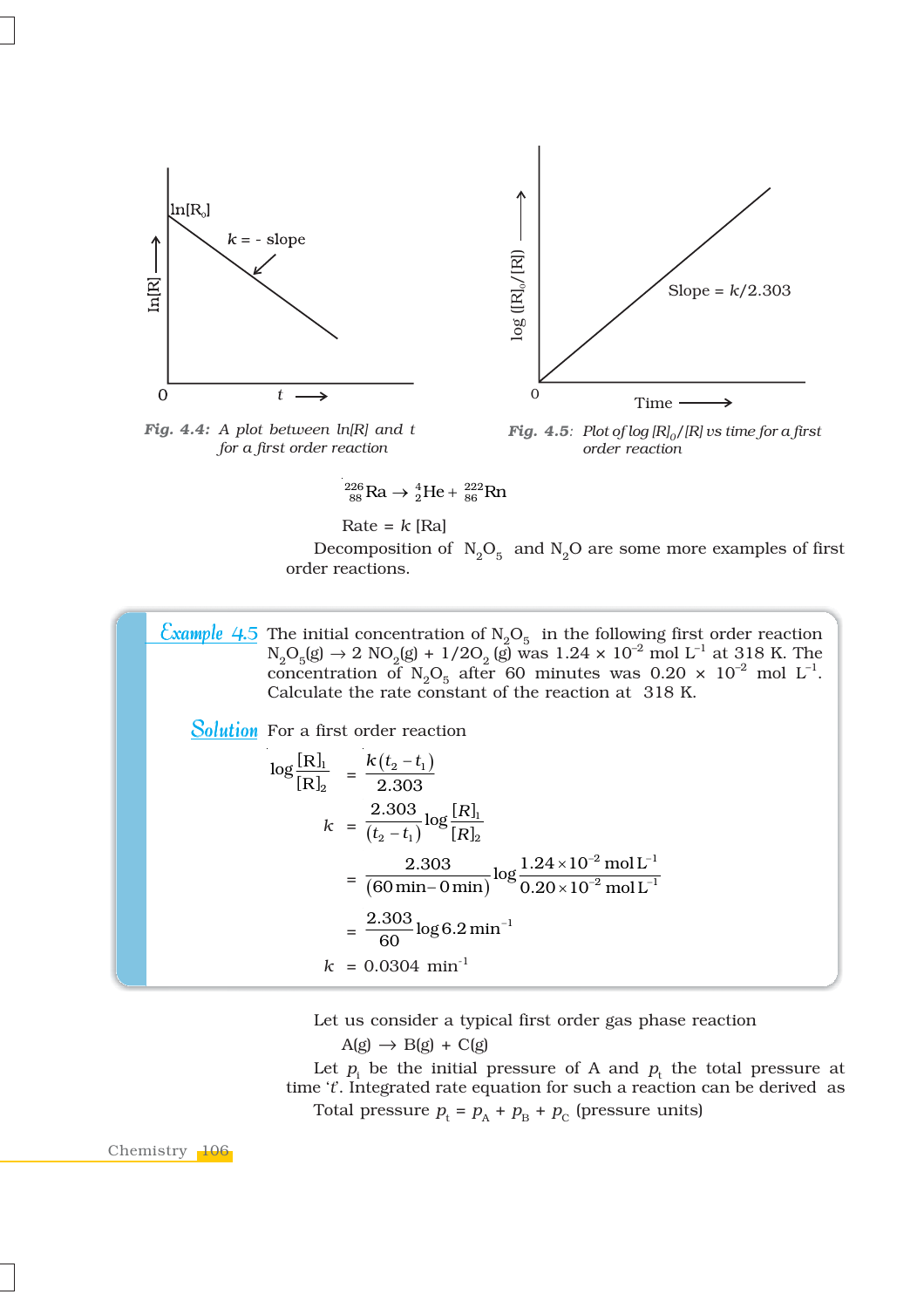Fig. 4.4: *A plot between ln[R] and t for a first order reaction*

Fig. 4.5: *Plot of log $[R]_0/[R]$ vs time for a first order reaction*

$$^{226}_{88}\text{Ra} \rightarrow {}^{4}_{2}\text{He} + {}^{222}_{86}\text{Rn}$$

Rate = $k$ [Ra]

Decomposition of $N_2O_5$ and $N_2O$ are some more examples of first order reactions.

**Example 4.5** The initial concentration of $N_2O_5$ in the following first order reaction $N_2O_5(g) \rightarrow 2\ NO_2(g) + 1/2O_2\ (g)$ was $1.24 \times 10^{-2}$ mol $L^{-1}$ at 318 K. The concentration of $N_2O_5$ after 60 minutes was $0.20 \times 10^{-2}$ mol $L^{-1}$. Calculate the rate constant of the reaction at 318 K.

**Solution** For a first order reaction

$$\log\frac{[R]_1}{[R]_2} = \frac{k(t_2 - t_1)}{2.303}$$

$$k = \frac{2.303}{(t_2 - t_1)}\log\frac{[R]_1}{[R]_2}$$

$$= \frac{2.303}{(60\,\text{min} - 0\,\text{min})}\log\frac{1.24 \times 10^{-2}\,\text{mol L}^{-1}}{0.20 \times 10^{-2}\,\text{mol L}^{-1}}$$

$$= \frac{2.303}{60}\log 6.2\ \text{min}^{-1}$$

$$k = 0.0304\ \text{min}^{-1}$$

Let us consider a typical first order gas phase reaction

A(g) $\rightarrow$ B(g) + C(g)

Let $p_i$ be the initial pressure of A and $p_t$ the total pressure at time '$t$'. Integrated rate equation for such a reaction can be derived as

Total pressure $p_t = p_A + p_B + p_C$ (pressure units)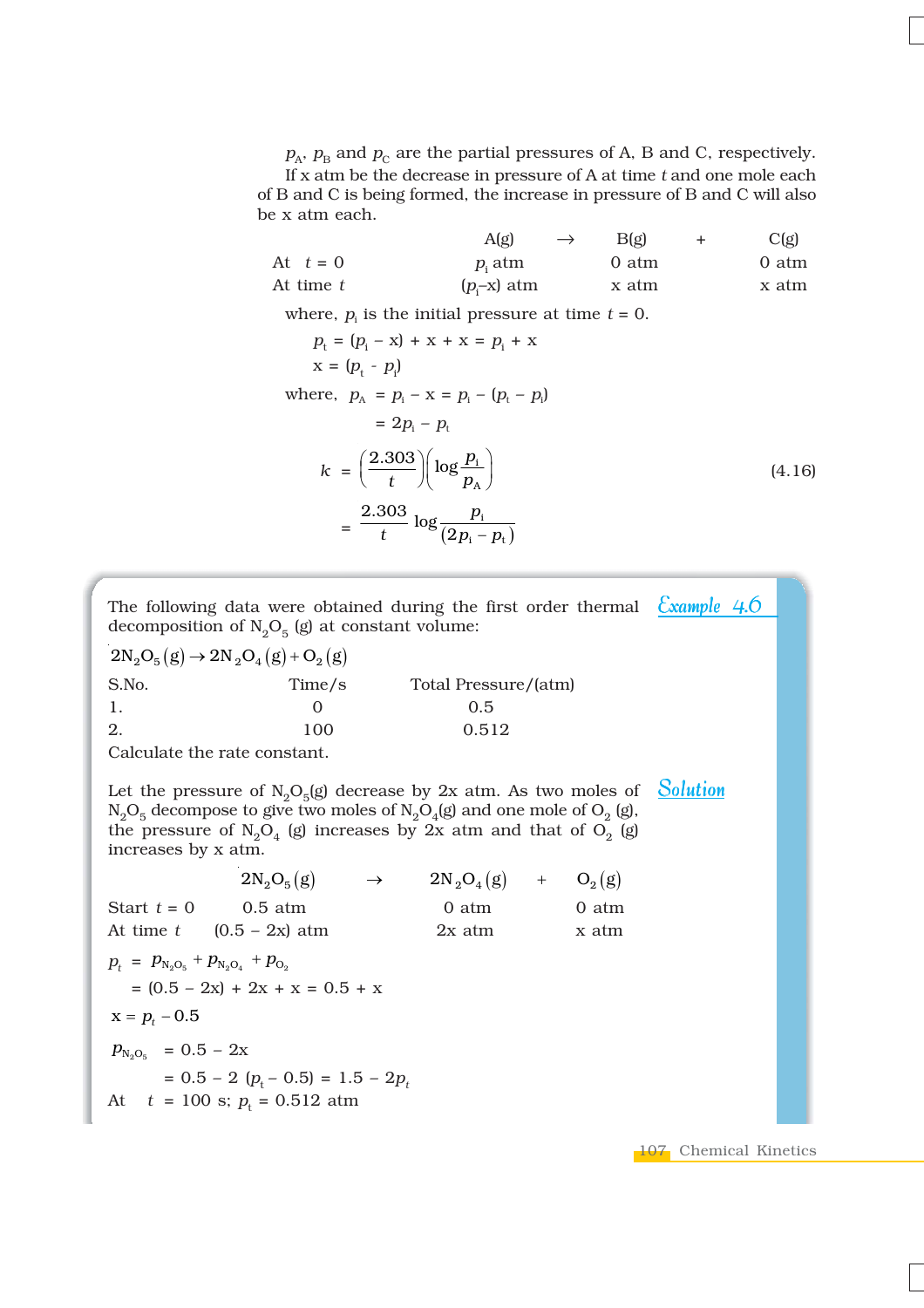$p_A$, $p_B$ and $p_C$ are the partial pressures of A, B and C, respectively.

If x atm be the decrease in pressure of A at time $t$ and one mole each of B and C is being formed, the increase in pressure of B and C will also be x atm each.

| | A(g) | → | B(g) | + | C(g) |
|---|---|---|---|---|---|
| At $t$ = 0 | $p_i$ atm | | 0 atm | | 0 atm |
| At time $t$ | $(p_i - x)$ atm | | x atm | | x atm |

where, $p_i$ is the initial pressure at time $t$ = 0.

$$p_t = (p_i - x) + x + x = p_i + x$$

$$x = (p_t - p_i)$$

where, $p_A = p_i - x = p_i - (p_t - p_i)$

$$= 2p_i - p_t$$

$$k = \left(\frac{2.303}{t}\right)\left(\log \frac{p_i}{p_A}\right) \tag{4.16}$$

$$= \frac{2.303}{t} \log \frac{p_i}{(2p_i - p_t)}$$

**Example 4.6**

The following data were obtained during the first order thermal decomposition of $N_2O_5$ (g) at constant volume:

$$2N_2O_5(g) \rightarrow 2N_2O_4(g) + O_2(g)$$

| S.No. | Time/s | Total Pressure/(atm) |
|---|---|---|
| 1. | 0 | 0.5 |
| 2. | 100 | 0.512 |

Calculate the rate constant.

**Solution**

Let the pressure of $N_2O_5$(g) decrease by 2x atm. As two moles of $N_2O_5$ decompose to give two moles of $N_2O_4$(g) and one mole of $O_2$ (g), the pressure of $N_2O_4$ (g) increases by 2x atm and that of $O_2$ (g) increases by x atm.

| | $2N_2O_5(g)$ | → | $2N_2O_4(g)$ | + | $O_2(g)$ |
|---|---|---|---|---|---|
| Start $t$ = 0 | 0.5 atm | | 0 atm | | 0 atm |
| At time $t$ | (0.5 – 2x) atm | | 2x atm | | x atm |

$$p_t = p_{N_2O_5} + p_{N_2O_4} + p_{O_2}$$

$$= (0.5 - 2x) + 2x + x = 0.5 + x$$

$$x = p_t - 0.5$$

$$p_{N_2O_5} = 0.5 - 2x$$

$$= 0.5 - 2(p_t - 0.5) = 1.5 - 2p_t$$

At $t$ = 100 s; $p_t$ = 0.512 atm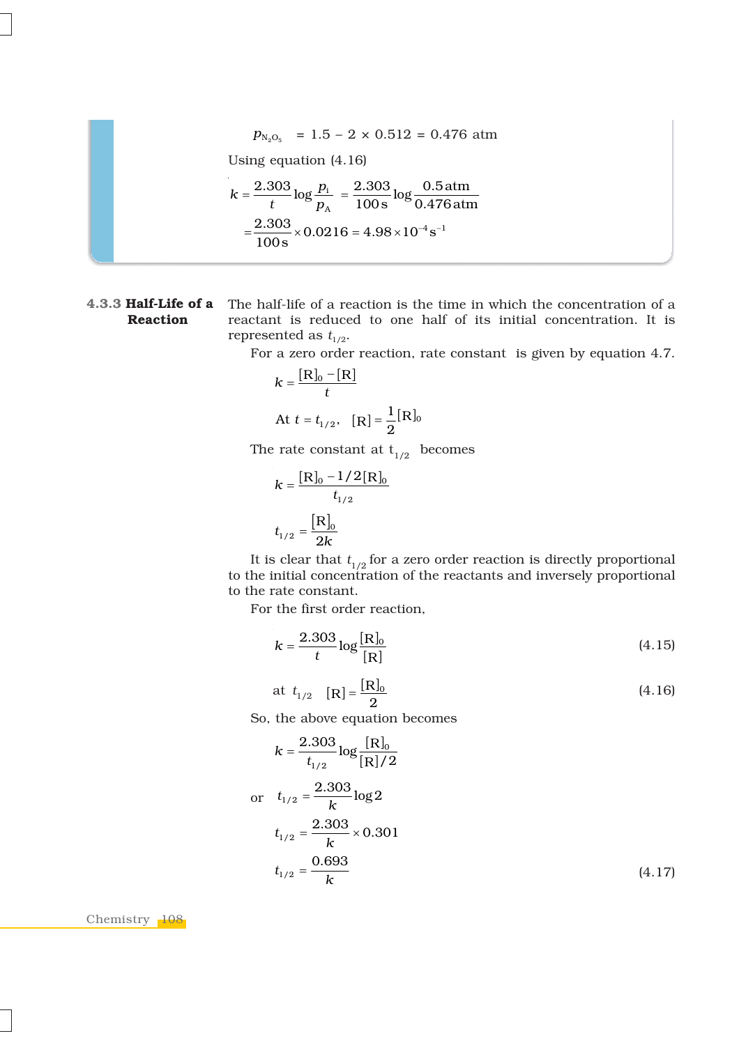$$p_{N_2O_5} = 1.5 - 2 \times 0.512 = 0.476 \text{ atm}$$

Using equation (4.16)

$$k = \frac{2.303}{t}\log\frac{p_i}{p_A} = \frac{2.303}{100\text{ s}}\log\frac{0.5\text{ atm}}{0.476\text{ atm}}$$

$$= \frac{2.303}{100\text{ s}} \times 0.0216 = 4.98 \times 10^{-4}\text{ s}^{-1}$$

### 4.3.3 Half-Life of a Reaction

The half-life of a reaction is the time in which the concentration of a reactant is reduced to one half of its initial concentration. It is represented as $t_{1/2}$.

For a zero order reaction, rate constant is given by equation 4.7.

$$k = \frac{[R]_0 - [R]}{t}$$

$$\text{At } t = t_{1/2}, \quad [R] = \frac{1}{2}[R]_0$$

The rate constant at $t_{1/2}$ becomes

$$k = \frac{[R]_0 - 1/2[R]_0}{t_{1/2}}$$

$$t_{1/2} = \frac{[R]_0}{2k}$$

It is clear that $t_{1/2}$ for a zero order reaction is directly proportional to the initial concentration of the reactants and inversely proportional to the rate constant.

For the first order reaction,

$$k = \frac{2.303}{t}\log\frac{[R]_0}{[R]} \tag{4.15}$$

$$\text{at } t_{1/2} \quad [R] = \frac{[R]_0}{2} \tag{4.16}$$

So, the above equation becomes

$$k = \frac{2.303}{t_{1/2}}\log\frac{[R]_0}{[R]/2}$$

$$\text{or} \quad t_{1/2} = \frac{2.303}{k}\log 2$$

$$t_{1/2} = \frac{2.303}{k} \times 0.301$$

$$t_{1/2} = \frac{0.693}{k} \tag{4.17}$$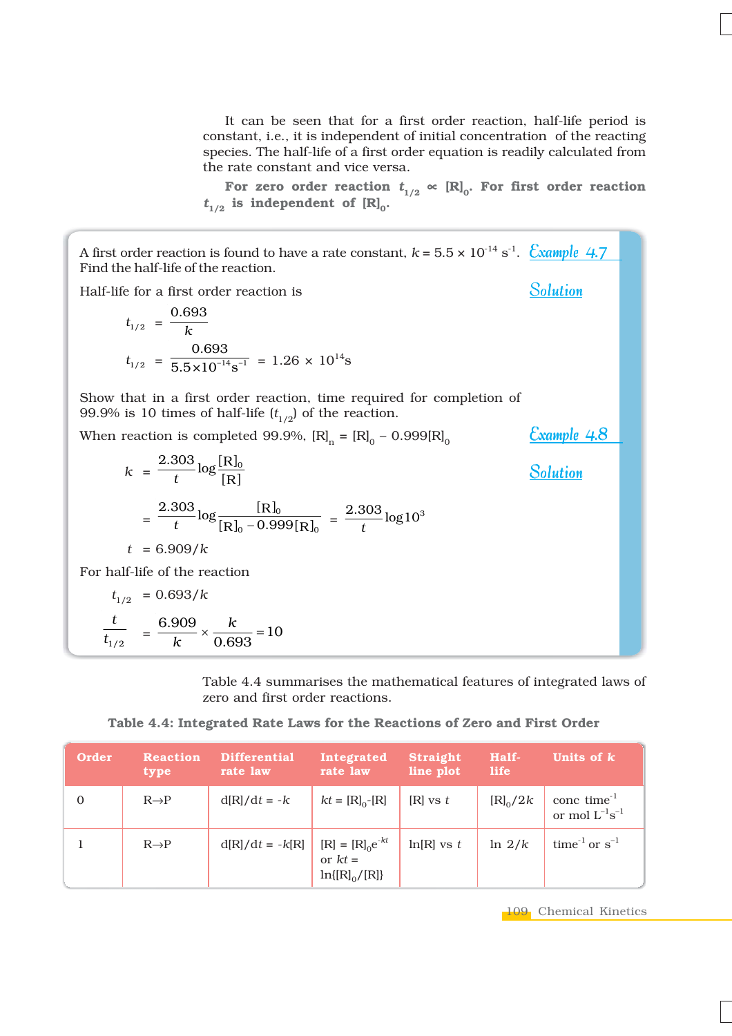It can be seen that for a first order reaction, half-life period is constant, i.e., it is independent of initial concentration of the reacting species. The half-life of a first order equation is readily calculated from the rate constant and vice versa.

**For zero order reaction $t_{1/2} \propto [R]_0$. For first order reaction $t_{1/2}$ is independent of $[R]_0$.**

**Example 4.7**

A first order reaction is found to have a rate constant, $k = 5.5 \times 10^{-14}\ s^{-1}$. Find the half-life of the reaction.

**Solution**

Half-life for a first order reaction is

$$t_{1/2} = \frac{0.693}{k}$$

$$t_{1/2} = \frac{0.693}{5.5 \times 10^{-14}\ s^{-1}} = 1.26 \times 10^{14}\ s$$

**Example 4.8**

Show that in a first order reaction, time required for completion of 99.9% is 10 times of half-life ($t_{1/2}$) of the reaction.

**Solution**

When reaction is completed 99.9%, $[R]_n = [R]_0 - 0.999[R]_0$

$$k = \frac{2.303}{t} \log \frac{[R]_0}{[R]}$$

$$= \frac{2.303}{t} \log \frac{[R]_0}{[R]_0 - 0.999[R]_0} = \frac{2.303}{t} \log 10^3$$

$$t = 6.909/k$$

For half-life of the reaction

$$t_{1/2} = 0.693/k$$

$$\frac{t}{t_{1/2}} = \frac{6.909}{k} \times \frac{k}{0.693} = 10$$

Table 4.4 summarises the mathematical features of integrated laws of zero and first order reactions.

**Table 4.4: Integrated Rate Laws for the Reactions of Zero and First Order**

| Order | Reaction type | Differential rate law | Integrated rate law | Straight line plot | Half-life | Units of $k$ |
|---|---|---|---|---|---|---|
| 0 | R→P | $d[R]/dt = -k$ | $kt = [R]_0 - [R]$ | [R] vs $t$ | $[R]_0/2k$ | conc time$^{-1}$ or mol $L^{-1}s^{-1}$ |
| 1 | R→P | $d[R]/dt = -k[R]$ | $[R] = [R]_0 e^{-kt}$ or $kt = \ln\{[R]_0/[R]\}$ | ln[R] vs $t$ | $\ln 2/k$ | time$^{-1}$ or $s^{-1}$ |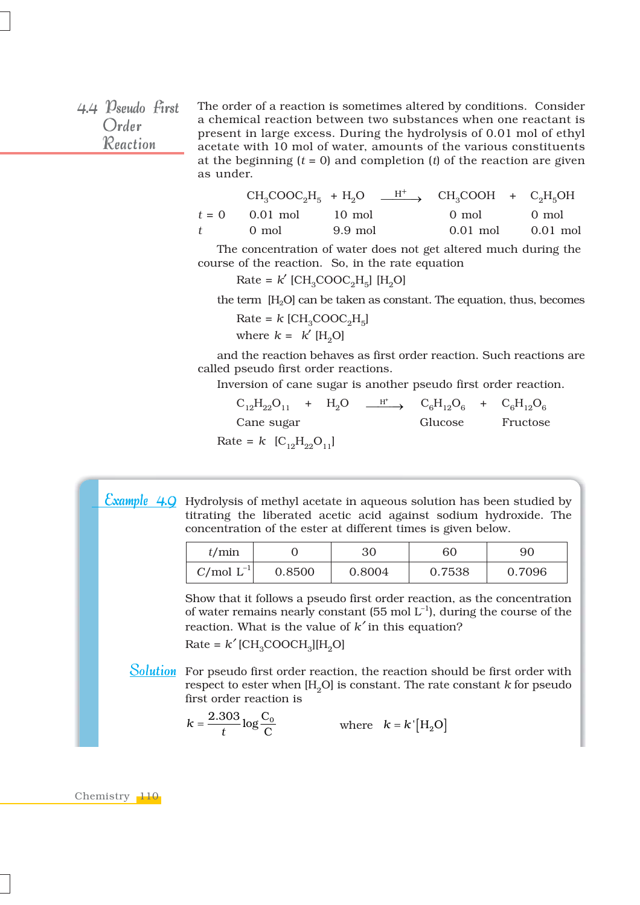## 4.4 Pseudo First Order Reaction

The order of a reaction is sometimes altered by conditions. Consider a chemical reaction between two substances when one reactant is present in large excess. During the hydrolysis of 0.01 mol of ethyl acetate with 10 mol of water, amounts of the various constituents at the beginning ($t = 0$) and completion ($t$) of the reaction are given as under.

$$CH_3COOC_2H_5 + H_2O \xrightarrow{H^+} CH_3COOH + C_2H_5OH$$

| | $CH_3COOC_2H_5$ | $H_2O$ | $CH_3COOH$ | $C_2H_5OH$ |
|---|---|---|---|---|
| $t = 0$ | 0.01 mol | 10 mol | 0 mol | 0 mol |
| $t$ | 0 mol | 9.9 mol | 0.01 mol | 0.01 mol |

The concentration of water does not get altered much during the course of the reaction. So, in the rate equation

$$\text{Rate} = k' [CH_3COOC_2H_5] [H_2O]$$

the term $[H_2O]$ can be taken as constant. The equation, thus, becomes

$$\text{Rate} = k [CH_3COOC_2H_5]$$

where $k = k' [H_2O]$

and the reaction behaves as first order reaction. Such reactions are called pseudo first order reactions.

Inversion of cane sugar is another pseudo first order reaction.

$$\underset{\text{Cane sugar}}{C_{12}H_{22}O_{11}} + H_2O \xrightarrow{H^+} \underset{\text{Glucose}}{C_6H_{12}O_6} + \underset{\text{Fructose}}{C_6H_{12}O_6}$$

$$\text{Rate} = k [C_{12}H_{22}O_{11}]$$

**Example 4.9** Hydrolysis of methyl acetate in aqueous solution has been studied by titrating the liberated acetic acid against sodium hydroxide. The concentration of the ester at different times is given below.

| $t$/min | 0 | 30 | 60 | 90 |
|---|---|---|---|---|
| C/mol $L^{-1}$ | 0.8500 | 0.8004 | 0.7538 | 0.7096 |

Show that it follows a pseudo first order reaction, as the concentration of water remains nearly constant (55 mol $L^{-1}$), during the course of the reaction. What is the value of $k'$ in this equation?

$$\text{Rate} = k' [CH_3COOCH_3][H_2O]$$

**Solution** For pseudo first order reaction, the reaction should be first order with respect to ester when $[H_2O]$ is constant. The rate constant $k$ for pseudo first order reaction is

$$k = \frac{2.303}{t} \log \frac{C_0}{C} \qquad \text{where} \quad k = k'[H_2O]$$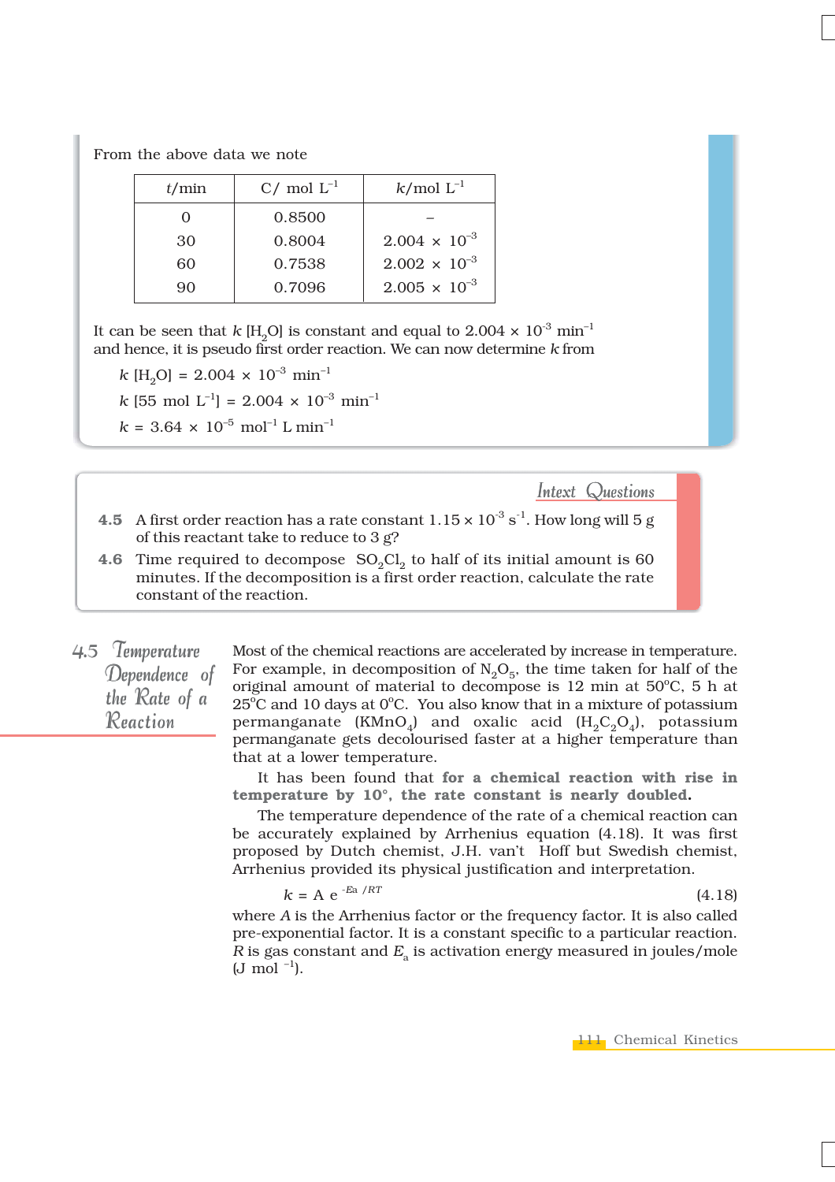From the above data we note

| t/min | C/ mol L$^{-1}$ | k/mol L$^{-1}$ |
|---|---|---|
| 0 | 0.8500 | – |
| 30 | 0.8004 | $2.004 \times 10^{-3}$ |
| 60 | 0.7538 | $2.002 \times 10^{-3}$ |
| 90 | 0.7096 | $2.005 \times 10^{-3}$ |

It can be seen that $k$ [$H_2O$] is constant and equal to $2.004 \times 10^{-3}$ min$^{-1}$ and hence, it is pseudo first order reaction. We can now determine $k$ from

$$k\,[H_2O] = 2.004 \times 10^{-3}\ \text{min}^{-1}$$

$$k\,[55\ \text{mol L}^{-1}] = 2.004 \times 10^{-3}\ \text{min}^{-1}$$

$$k = 3.64 \times 10^{-5}\ \text{mol}^{-1}\ \text{L min}^{-1}$$

### Intext Questions

**4.5** A first order reaction has a rate constant $1.15 \times 10^{-3}$ s$^{-1}$. How long will 5 g of this reactant take to reduce to 3 g?

**4.6** Time required to decompose $SO_2Cl_2$ to half of its initial amount is 60 minutes. If the decomposition is a first order reaction, calculate the rate constant of the reaction.

## 4.5 Temperature Dependence of the Rate of a Reaction

Most of the chemical reactions are accelerated by increase in temperature. For example, in decomposition of $N_2O_5$, the time taken for half of the original amount of material to decompose is 12 min at 50°C, 5 h at 25°C and 10 days at 0°C. You also know that in a mixture of potassium permanganate ($KMnO_4$) and oxalic acid ($H_2C_2O_4$), potassium permanganate gets decolourised faster at a higher temperature than that at a lower temperature.

It has been found that **for a chemical reaction with rise in temperature by 10°, the rate constant is nearly doubled.**

The temperature dependence of the rate of a chemical reaction can be accurately explained by Arrhenius equation (4.18). It was first proposed by Dutch chemist, J.H. van't Hoff but Swedish chemist, Arrhenius provided its physical justification and interpretation.

$$k = A\, e^{-E_a/RT} \tag{4.18}$$

where $A$ is the Arrhenius factor or the frequency factor. It is also called pre-exponential factor. It is a constant specific to a particular reaction. $R$ is gas constant and $E_a$ is activation energy measured in joules/mole (J mol$^{-1}$).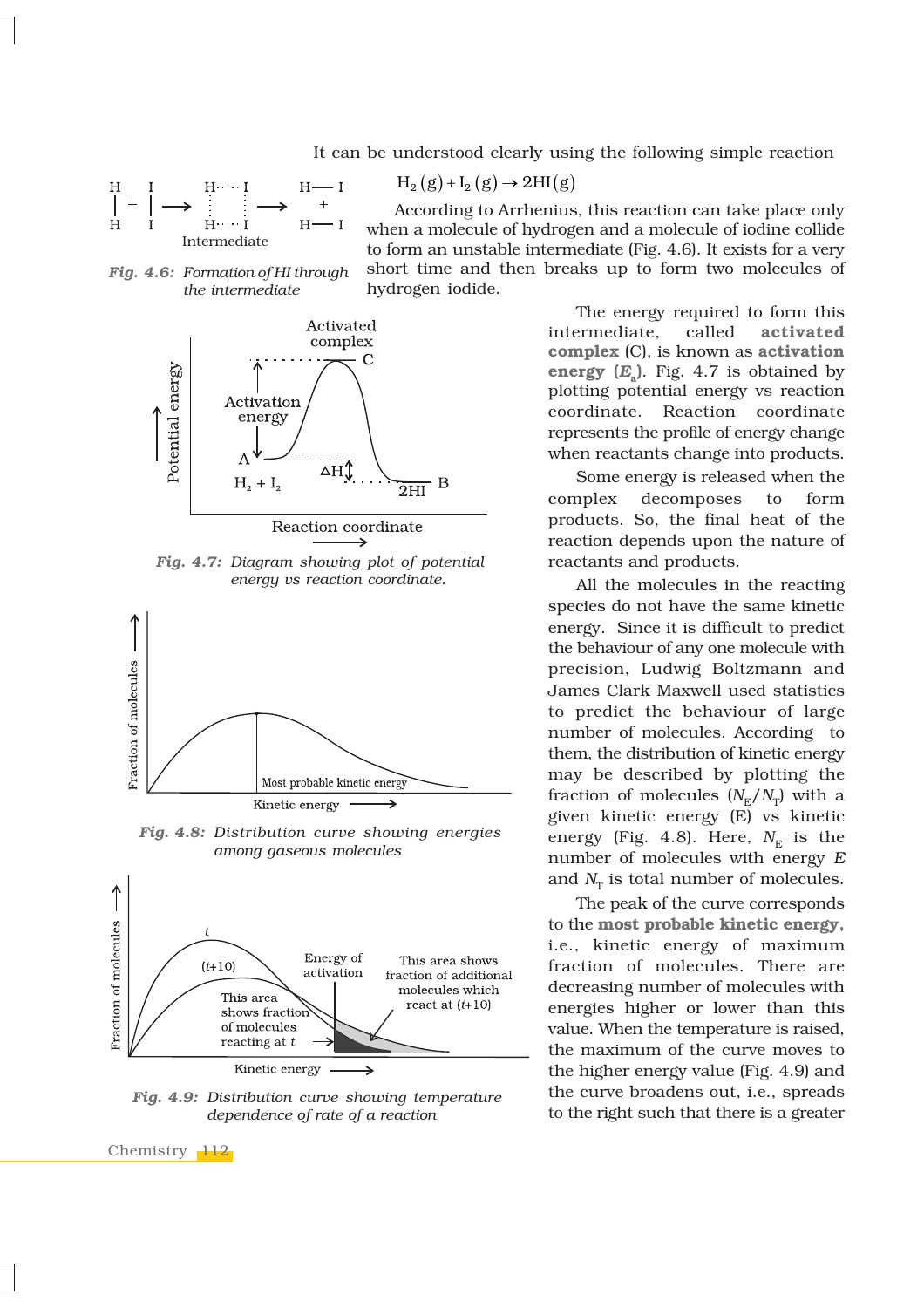It can be understood clearly using the following simple reaction

$$H_2(g) + I_2(g) \rightarrow 2HI(g)$$

According to Arrhenius, this reaction can take place only when a molecule of hydrogen and a molecule of iodine collide to form an unstable intermediate (Fig. 4.6). It exists for a very short time and then breaks up to form two molecules of hydrogen iodide.

*Fig. 4.6: Formation of HI through the intermediate*

*Fig. 4.7: Diagram showing plot of potential energy vs reaction coordinate.*

The energy required to form this intermediate, called **activated complex** (C), is known as **activation energy ($E_a$)**. Fig. 4.7 is obtained by plotting potential energy vs reaction coordinate. Reaction coordinate represents the profile of energy change when reactants change into products.

Some energy is released when the complex decomposes to form products. So, the final heat of the reaction depends upon the nature of reactants and products.

All the molecules in the reacting species do not have the same kinetic energy. Since it is difficult to predict the behaviour of any one molecule with precision, Ludwig Boltzmann and James Clark Maxwell used statistics to predict the behaviour of large number of molecules. According to them, the distribution of kinetic energy may be described by plotting the fraction of molecules ($N_E/N_T$) with a given kinetic energy (E) vs kinetic energy (Fig. 4.8). Here, $N_E$ is the number of molecules with energy $E$ and $N_T$ is total number of molecules.

*Fig. 4.8: Distribution curve showing energies among gaseous molecules*

The peak of the curve corresponds to the **most probable kinetic energy**, i.e., kinetic energy of maximum fraction of molecules. There are decreasing number of molecules with energies higher or lower than this value. When the temperature is raised, the maximum of the curve moves to the higher energy value (Fig. 4.9) and the curve broadens out, i.e., spreads to the right such that there is a greater

*Fig. 4.9: Distribution curve showing temperature dependence of rate of a reaction*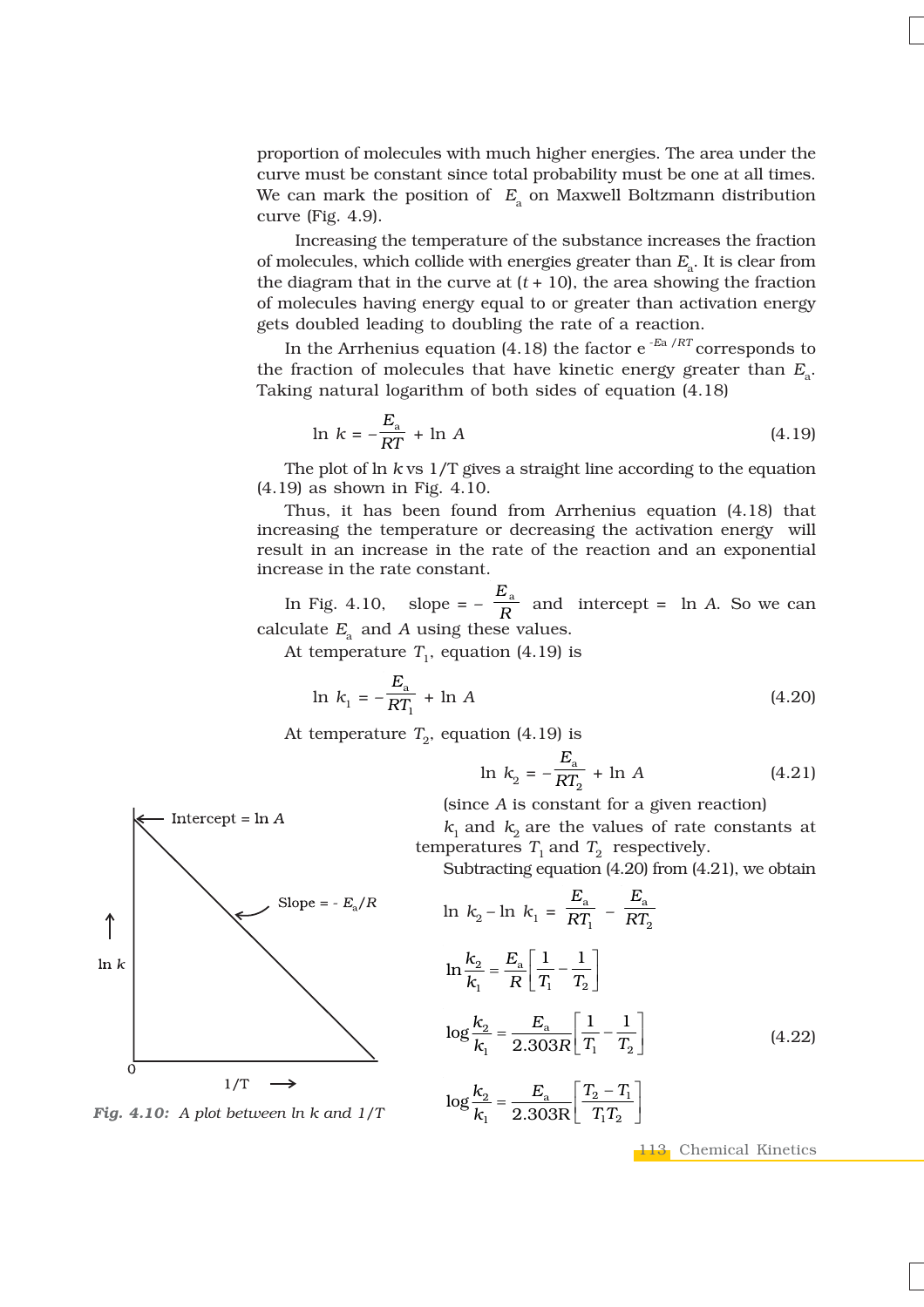proportion of molecules with much higher energies. The area under the curve must be constant since total probability must be one at all times. We can mark the position of $E_a$ on Maxwell Boltzmann distribution curve (Fig. 4.9).

Increasing the temperature of the substance increases the fraction of molecules, which collide with energies greater than $E_a$. It is clear from the diagram that in the curve at $(t + 10)$, the area showing the fraction of molecules having energy equal to or greater than activation energy gets doubled leading to doubling the rate of a reaction.

In the Arrhenius equation (4.18) the factor $e^{-Ea/RT}$ corresponds to the fraction of molecules that have kinetic energy greater than $E_a$. Taking natural logarithm of both sides of equation (4.18)

$$\ln k = -\frac{E_a}{RT} + \ln A \tag{4.19}$$

The plot of ln $k$ vs 1/T gives a straight line according to the equation (4.19) as shown in Fig. 4.10.

Thus, it has been found from Arrhenius equation (4.18) that increasing the temperature or decreasing the activation energy will result in an increase in the rate of the reaction and an exponential increase in the rate constant.

In Fig. 4.10, slope $= -\dfrac{E_a}{R}$ and intercept = ln $A$. So we can calculate $E_a$ and $A$ using these values.

At temperature $T_1$, equation (4.19) is

$$\ln k_1 = -\frac{E_a}{RT_1} + \ln A \tag{4.20}$$

At temperature $T_2$, equation (4.19) is

$$\ln k_2 = -\frac{E_a}{RT_2} + \ln A \tag{4.21}$$

(since $A$ is constant for a given reaction)

$k_1$ and $k_2$ are the values of rate constants at temperatures $T_1$ and $T_2$ respectively.

Subtracting equation (4.20) from (4.21), we obtain

$$\ln k_2 - \ln k_1 = \frac{E_a}{RT_1} - \frac{E_a}{RT_2}$$

$$\ln \frac{k_2}{k_1} = \frac{E_a}{R}\left[\frac{1}{T_1} - \frac{1}{T_2}\right]$$

$$\log \frac{k_2}{k_1} = \frac{E_a}{2.303R}\left[\frac{1}{T_1} - \frac{1}{T_2}\right] \tag{4.22}$$

$$\log \frac{k_2}{k_1} = \frac{E_a}{2.303R}\left[\frac{T_2 - T_1}{T_1 T_2}\right]$$

*Fig. 4.10: A plot between ln k and 1/T*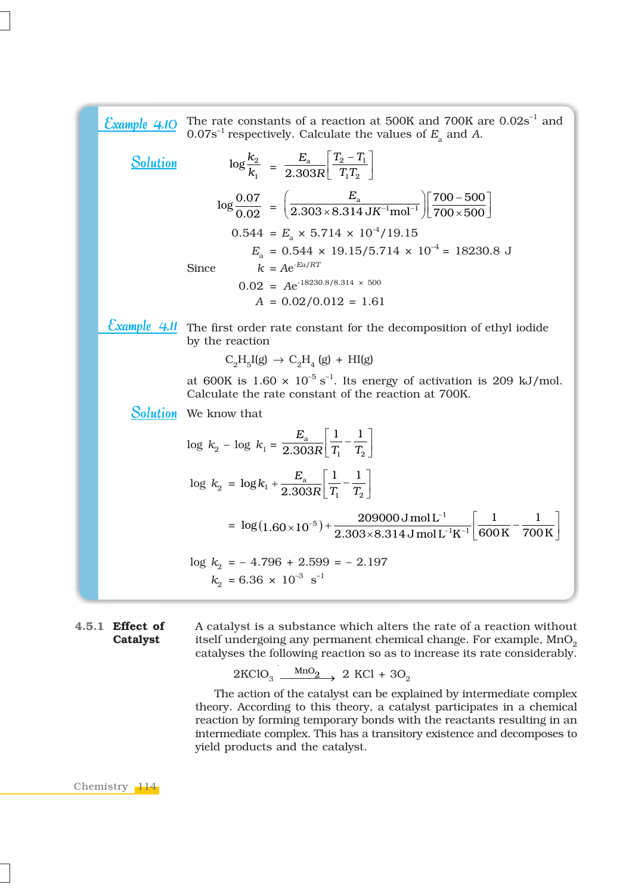**Example 4.10** The rate constants of a reaction at 500K and 700K are $0.02s^{-1}$ and $0.07s^{-1}$ respectively. Calculate the values of $E_a$ and $A$.

**Solution**

$$\log \frac{k_2}{k_1} = \frac{E_a}{2.303R}\left[\frac{T_2 - T_1}{T_1 T_2}\right]$$

$$\log \frac{0.07}{0.02} = \left(\frac{E_a}{2.303 \times 8.314\ JK^{-1}mol^{-1}}\right)\left[\frac{700 - 500}{700 \times 500}\right]$$

$$0.544 = E_a \times 5.714 \times 10^{-4}/19.15$$

$$E_a = 0.544 \times 19.15/5.714 \times 10^{-4} = 18230.8\ J$$

Since $k = Ae^{-Ea/RT}$

$$0.02 = Ae^{-18230.8/8.314 \times 500}$$

$$A = 0.02/0.012 = 1.61$$

**Example 4.11** The first order rate constant for the decomposition of ethyl iodide by the reaction

$$C_2H_5I(g) \rightarrow C_2H_4\ (g) + HI(g)$$

at 600K is $1.60 \times 10^{-5}\ s^{-1}$. Its energy of activation is 209 kJ/mol. Calculate the rate constant of the reaction at 700K.

**Solution** We know that

$$\log k_2 - \log k_1 = \frac{E_a}{2.303R}\left[\frac{1}{T_1} - \frac{1}{T_2}\right]$$

$$\log k_2 = \log k_1 + \frac{E_a}{2.303R}\left[\frac{1}{T_1} - \frac{1}{T_2}\right]$$

$$= \log(1.60 \times 10^{-5}) + \frac{209000\ J\ mol\ L^{-1}}{2.303 \times 8.314\ J\ mol\ L^{-1}K^{-1}}\left[\frac{1}{600\ K} - \frac{1}{700\ K}\right]$$

$$\log k_2 = -4.796 + 2.599 = -2.197$$

$$k_2 = 6.36 \times 10^{-3}\ s^{-1}$$

### 4.5.1 Effect of Catalyst

A catalyst is a substance which alters the rate of a reaction without itself undergoing any permanent chemical change. For example, $MnO_2$ catalyses the following reaction so as to increase its rate considerably.

$$2KClO_3 \xrightarrow{MnO_2} 2\ KCl + 3O_2$$

The action of the catalyst can be explained by intermediate complex theory. According to this theory, a catalyst participates in a chemical reaction by forming temporary bonds with the reactants resulting in an intermediate complex. This has a transitory existence and decomposes to yield products and the catalyst.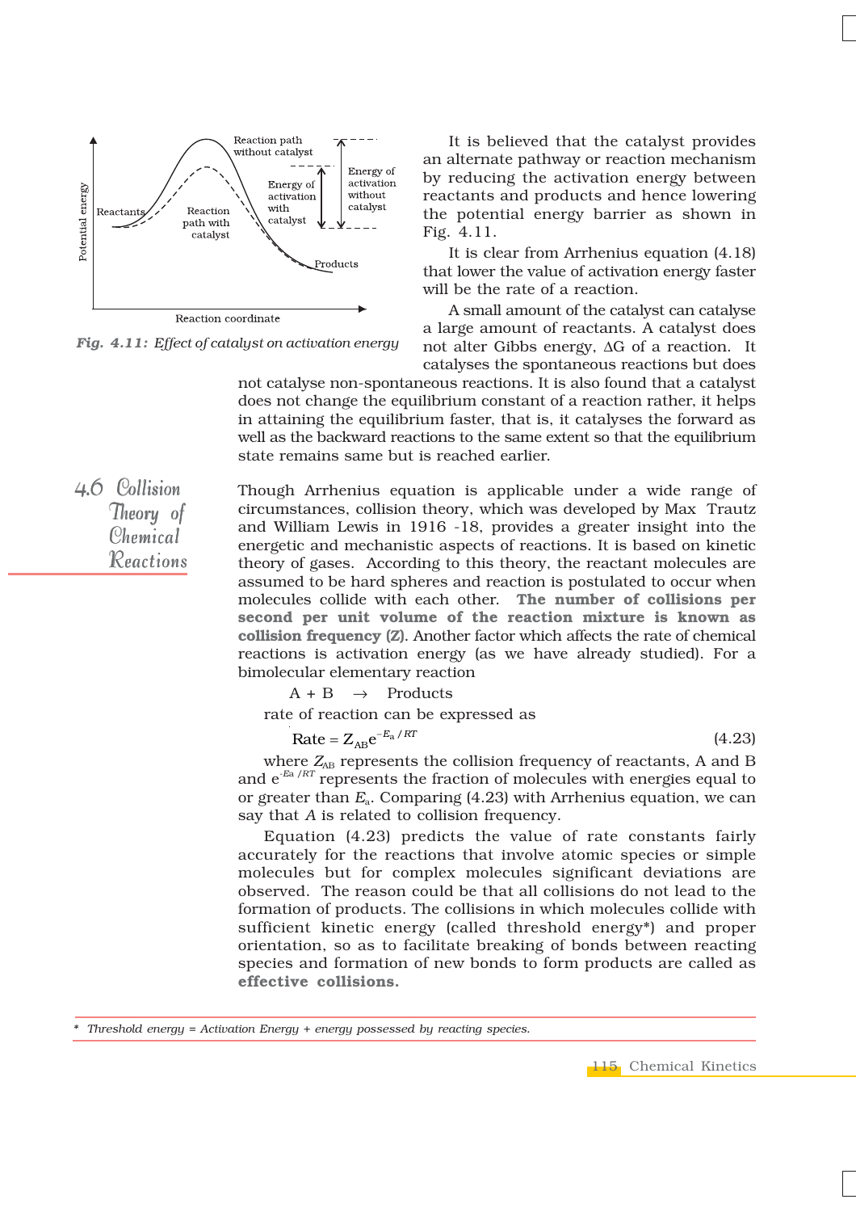Fig. 4.11: Effect of catalyst on activation energy

It is believed that the catalyst provides an alternate pathway or reaction mechanism by reducing the activation energy between reactants and products and hence lowering the potential energy barrier as shown in Fig. 4.11.

It is clear from Arrhenius equation (4.18) that lower the value of activation energy faster will be the rate of a reaction.

A small amount of the catalyst can catalyse a large amount of reactants. A catalyst does not alter Gibbs energy, $\Delta G$ of a reaction. It catalyses the spontaneous reactions but does not catalyse non-spontaneous reactions. It is also found that a catalyst does not change the equilibrium constant of a reaction rather, it helps in attaining the equilibrium faster, that is, it catalyses the forward as well as the backward reactions to the same extent so that the equilibrium state remains same but is reached earlier.

## 4.6 Collision Theory of Chemical Reactions

Though Arrhenius equation is applicable under a wide range of circumstances, collision theory, which was developed by Max Trautz and William Lewis in 1916 -18, provides a greater insight into the energetic and mechanistic aspects of reactions. It is based on kinetic theory of gases. According to this theory, the reactant molecules are assumed to be hard spheres and reaction is postulated to occur when molecules collide with each other. **The number of collisions per second per unit volume of the reaction mixture is known as collision frequency (Z).** Another factor which affects the rate of chemical reactions is activation energy (as we have already studied). For a bimolecular elementary reaction

$$A + B \rightarrow \text{Products}$$

rate of reaction can be expressed as

$$\text{Rate} = Z_{AB}\, e^{-E_a/RT} \qquad (4.23)$$

where $Z_{AB}$ represents the collision frequency of reactants, A and B and $e^{-E_a/RT}$ represents the fraction of molecules with energies equal to or greater than $E_a$. Comparing (4.23) with Arrhenius equation, we can say that $A$ is related to collision frequency.

Equation (4.23) predicts the value of rate constants fairly accurately for the reactions that involve atomic species or simple molecules but for complex molecules significant deviations are observed. The reason could be that all collisions do not lead to the formation of products. The collisions in which molecules collide with sufficient kinetic energy (called threshold energy*) and proper orientation, so as to facilitate breaking of bonds between reacting species and formation of new bonds to form products are called as **effective collisions.**

---

\* *Threshold energy = Activation Energy + energy possessed by reacting species.*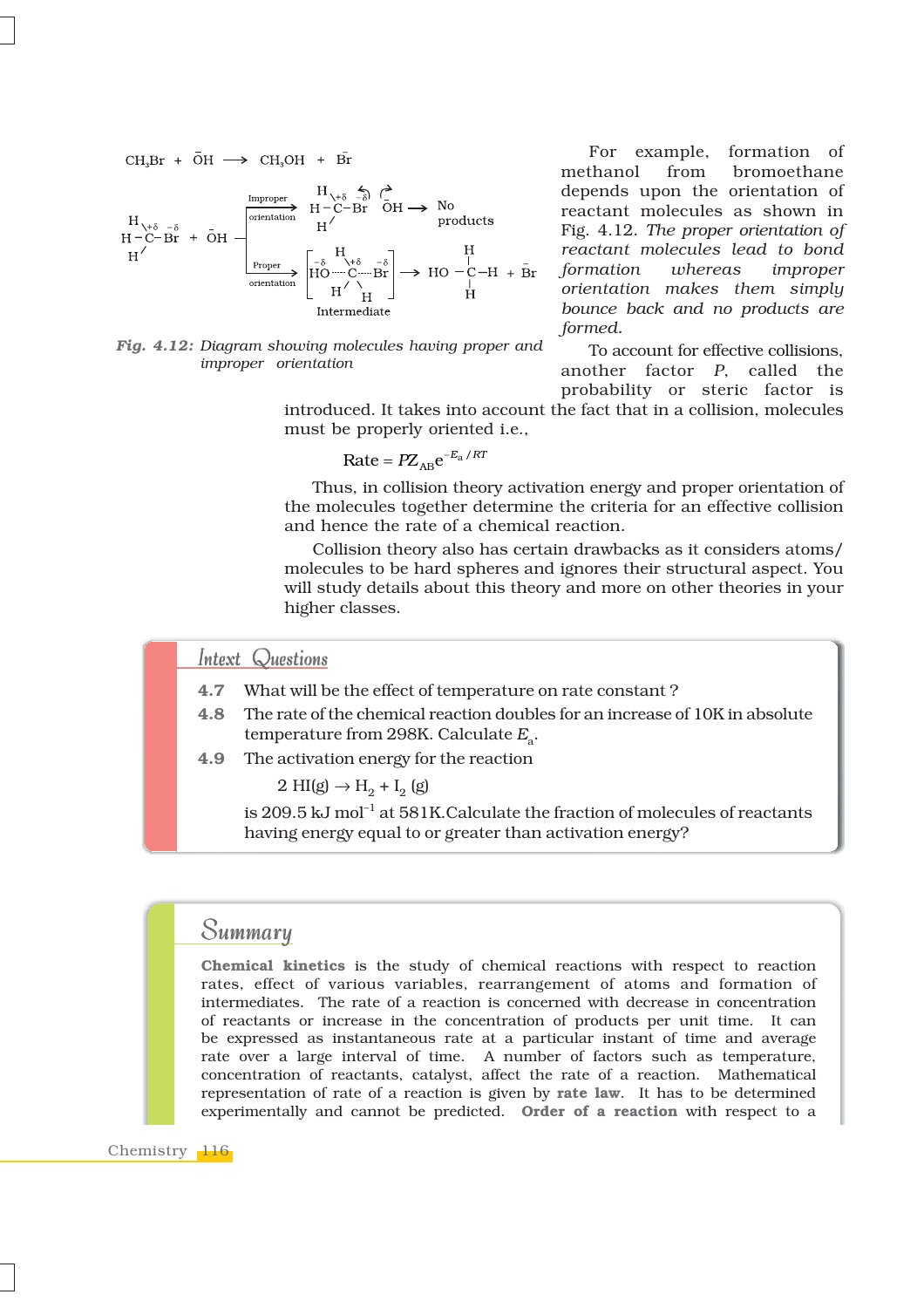$$CH_3Br + \bar{O}H \longrightarrow CH_3OH + \bar{B}r$$

Fig. 4.12: *Diagram showing molecules having proper and improper orientation*

For example, formation of methanol from bromoethane depends upon the orientation of reactant molecules as shown in Fig. 4.12. *The proper orientation of reactant molecules lead to bond formation whereas improper orientation makes them simply bounce back and no products are formed.*

To account for effective collisions, another factor *P*, called the probability or steric factor is introduced. It takes into account the fact that in a collision, molecules must be properly oriented i.e.,

$$\text{Rate} = PZ_{AB}e^{-E_a/RT}$$

Thus, in collision theory activation energy and proper orientation of the molecules together determine the criteria for an effective collision and hence the rate of a chemical reaction.

Collision theory also has certain drawbacks as it considers atoms/molecules to be hard spheres and ignores their structural aspect. You will study details about this theory and more on other theories in your higher classes.

## Intext Questions

**4.7** What will be the effect of temperature on rate constant ?

**4.8** The rate of the chemical reaction doubles for an increase of 10K in absolute temperature from 298K. Calculate $E_a$.

**4.9** The activation energy for the reaction

$$2\,HI(g) \rightarrow H_2 + I_2\,(g)$$

is 209.5 kJ mol$^{-1}$ at 581K.Calculate the fraction of molecules of reactants having energy equal to or greater than activation energy?

## Summary

**Chemical kinetics** is the study of chemical reactions with respect to reaction rates, effect of various variables, rearrangement of atoms and formation of intermediates. The rate of a reaction is concerned with decrease in concentration of reactants or increase in the concentration of products per unit time. It can be expressed as instantaneous rate at a particular instant of time and average rate over a large interval of time. A number of factors such as temperature, concentration of reactants, catalyst, affect the rate of a reaction. Mathematical representation of rate of a reaction is given by **rate law**. It has to be determined experimentally and cannot be predicted. **Order of a reaction** with respect to a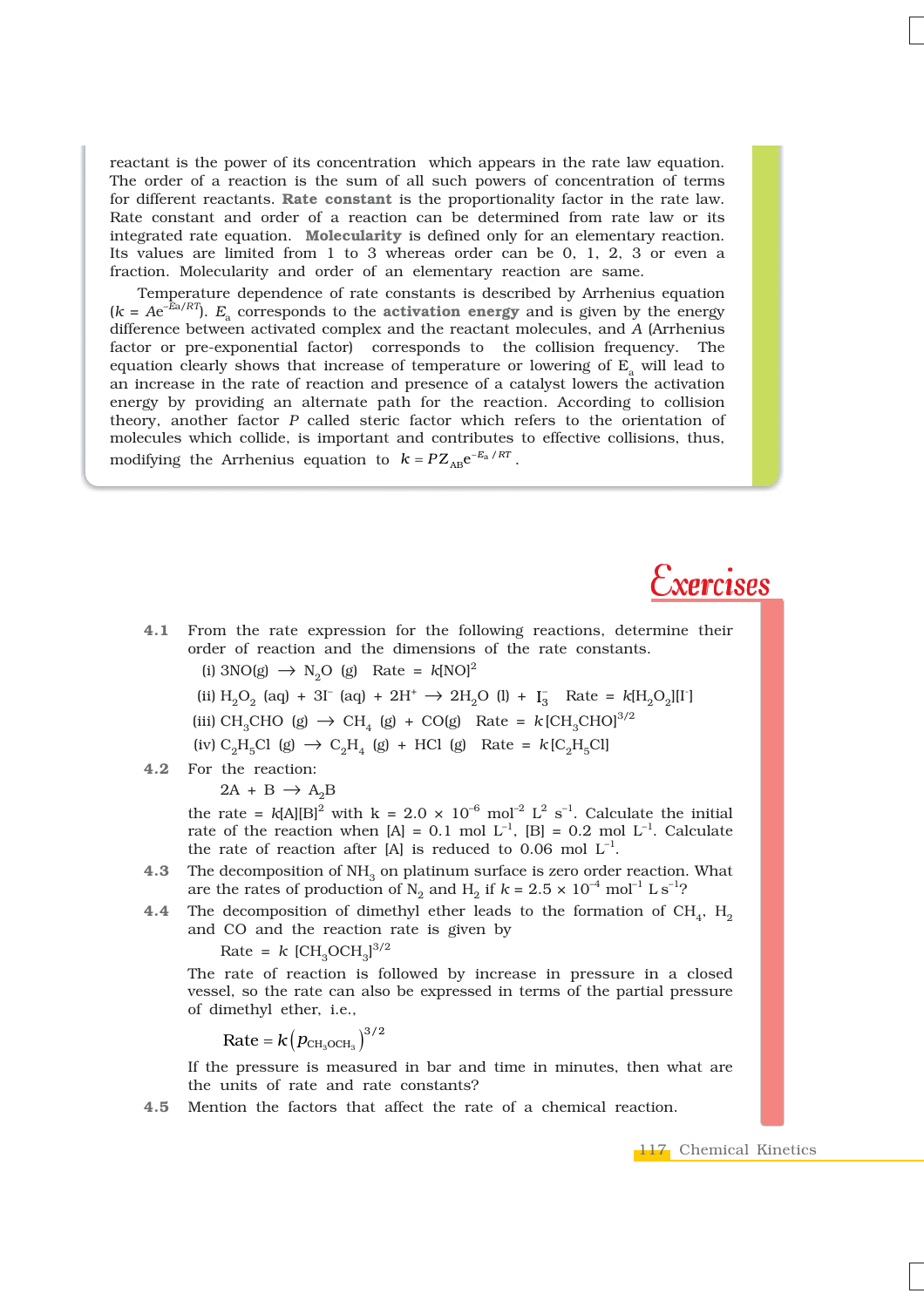reactant is the power of its concentration which appears in the rate law equation. The order of a reaction is the sum of all such powers of concentration of terms for different reactants. **Rate constant** is the proportionality factor in the rate law. Rate constant and order of a reaction can be determined from rate law or its integrated rate equation. **Molecularity** is defined only for an elementary reaction. Its values are limited from 1 to 3 whereas order can be 0, 1, 2, 3 or even a fraction. Molecularity and order of an elementary reaction are same.

Temperature dependence of rate constants is described by Arrhenius equation ($k = Ae^{-E_a/RT}$). $E_a$ corresponds to the **activation energy** and is given by the energy difference between activated complex and the reactant molecules, and $A$ (Arrhenius factor or pre-exponential factor) corresponds to the collision frequency. The equation clearly shows that increase of temperature or lowering of $E_a$ will lead to an increase in the rate of reaction and presence of a catalyst lowers the activation energy by providing an alternate path for the reaction. According to collision theory, another factor $P$ called steric factor which refers to the orientation of molecules which collide, is important and contributes to effective collisions, thus, modifying the Arrhenius equation to $k = PZ_{AB}e^{-E_a/RT}$.

# Exercises

**4.1** From the rate expression for the following reactions, determine their order of reaction and the dimensions of the rate constants.

(i) $3NO(g) \rightarrow N_2O\ (g)$  Rate $= k[NO]^2$

(ii) $H_2O_2\ (aq) + 3I^-\ (aq) + 2H^+ \rightarrow 2H_2O\ (l) + I_3^-$  Rate $= k[H_2O_2][I^-]$

(iii) $CH_3CHO\ (g) \rightarrow CH_4\ (g) + CO(g)$  Rate $= k\,[CH_3CHO]^{3/2}$

(iv) $C_2H_5Cl\ (g) \rightarrow C_2H_4\ (g) + HCl\ (g)$  Rate $= k\,[C_2H_5Cl]$

**4.2** For the reaction:

$2A + B \rightarrow A_2B$

the rate $= k[A][B]^2$ with $k = 2.0 \times 10^{-6}\ mol^{-2}\ L^2\ s^{-1}$. Calculate the initial rate of the reaction when $[A] = 0.1\ mol\ L^{-1}$, $[B] = 0.2\ mol\ L^{-1}$. Calculate the rate of reaction after $[A]$ is reduced to $0.06\ mol\ L^{-1}$.

**4.3** The decomposition of $NH_3$ on platinum surface is zero order reaction. What are the rates of production of $N_2$ and $H_2$ if $k = 2.5 \times 10^{-4}\ mol^{-1}\ L\ s^{-1}$?

**4.4** The decomposition of dimethyl ether leads to the formation of $CH_4$, $H_2$ and CO and the reaction rate is given by

Rate $= k\ [CH_3OCH_3]^{3/2}$

The rate of reaction is followed by increase in pressure in a closed vessel, so the rate can also be expressed in terms of the partial pressure of dimethyl ether, i.e.,

$$\text{Rate} = k\left(p_{CH_3OCH_3}\right)^{3/2}$$

If the pressure is measured in bar and time in minutes, then what are the units of rate and rate constants?

**4.5** Mention the factors that affect the rate of a chemical reaction.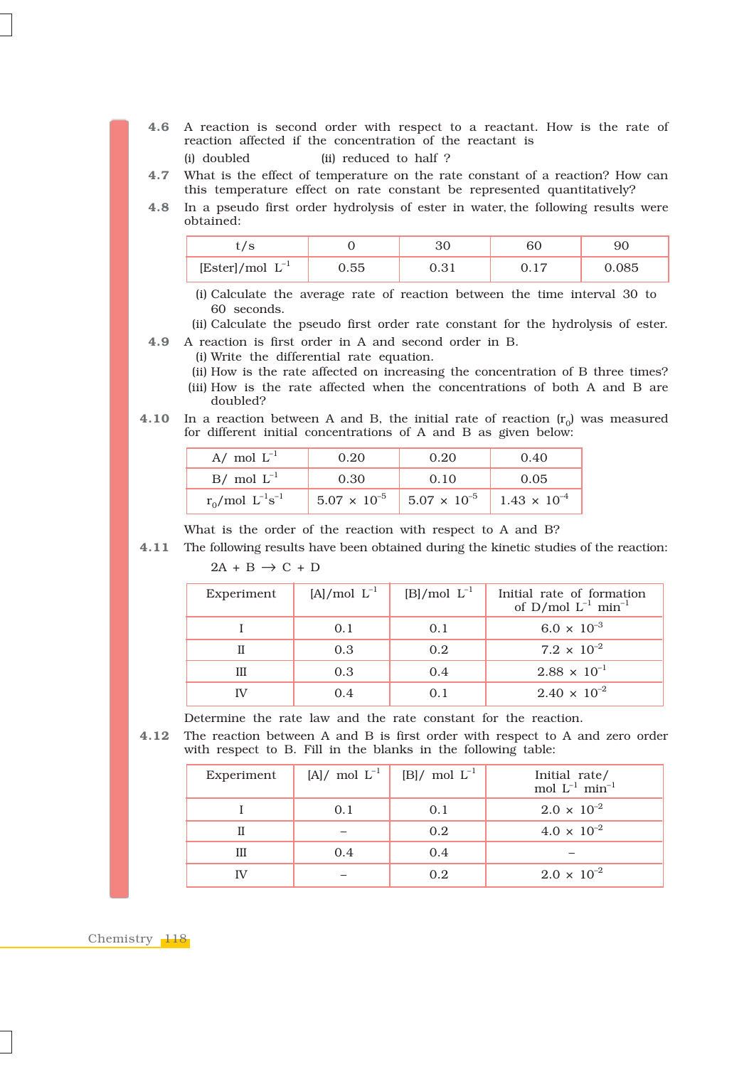**4.6** A reaction is second order with respect to a reactant. How is the rate of reaction affected if the concentration of the reactant is

(i) doubled (ii) reduced to half ?

**4.7** What is the effect of temperature on the rate constant of a reaction? How can this temperature effect on rate constant be represented quantitatively?

**4.8** In a pseudo first order hydrolysis of ester in water, the following results were obtained:

| t/s | 0 | 30 | 60 | 90 |
|---|---|---|---|---|
| [Ester]/mol $L^{-1}$ | 0.55 | 0.31 | 0.17 | 0.085 |

(i) Calculate the average rate of reaction between the time interval 30 to 60 seconds.

(ii) Calculate the pseudo first order rate constant for the hydrolysis of ester.

**4.9** A reaction is first order in A and second order in B.

(i) Write the differential rate equation.

(ii) How is the rate affected on increasing the concentration of B three times?

(iii) How is the rate affected when the concentrations of both A and B are doubled?

**4.10** In a reaction between A and B, the initial rate of reaction ($r_0$) was measured for different initial concentrations of A and B as given below:

| A/ mol $L^{-1}$ | 0.20 | 0.20 | 0.40 |
|---|---|---|---|
| B/ mol $L^{-1}$ | 0.30 | 0.10 | 0.05 |
| $r_0$/mol $L^{-1}s^{-1}$ | $5.07 \times 10^{-5}$ | $5.07 \times 10^{-5}$ | $1.43 \times 10^{-4}$ |

What is the order of the reaction with respect to A and B?

**4.11** The following results have been obtained during the kinetic studies of the reaction:

$2A + B \rightarrow C + D$

| Experiment | [A]/mol $L^{-1}$ | [B]/mol $L^{-1}$ | Initial rate of formation of D/mol $L^{-1}$ $min^{-1}$ |
|---|---|---|---|
| I | 0.1 | 0.1 | $6.0 \times 10^{-3}$ |
| II | 0.3 | 0.2 | $7.2 \times 10^{-2}$ |
| III | 0.3 | 0.4 | $2.88 \times 10^{-1}$ |
| IV | 0.4 | 0.1 | $2.40 \times 10^{-2}$ |

Determine the rate law and the rate constant for the reaction.

**4.12** The reaction between A and B is first order with respect to A and zero order with respect to B. Fill in the blanks in the following table:

| Experiment | [A]/ mol $L^{-1}$ | [B]/ mol $L^{-1}$ | Initial rate/ mol $L^{-1}$ $min^{-1}$ |
|---|---|---|---|
| I | 0.1 | 0.1 | $2.0 \times 10^{-2}$ |
| II | – | 0.2 | $4.0 \times 10^{-2}$ |
| III | 0.4 | 0.4 | – |
| IV | – | 0.2 | $2.0 \times 10^{-2}$ |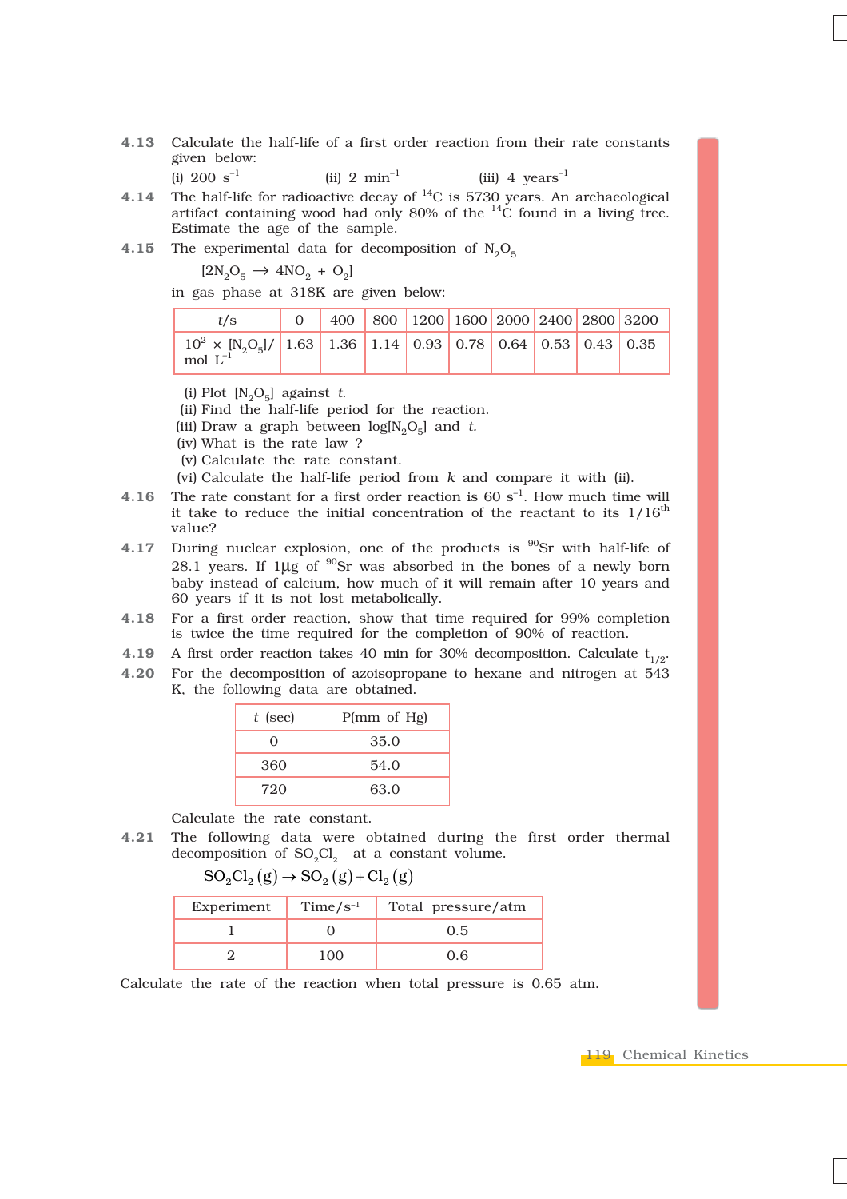**4.13** Calculate the half-life of a first order reaction from their rate constants given below:

(i) 200 $s^{-1}$ (ii) 2 $min^{-1}$ (iii) 4 $years^{-1}$

**4.14** The half-life for radioactive decay of $^{14}C$ is 5730 years. An archaeological artifact containing wood had only 80% of the $^{14}C$ found in a living tree. Estimate the age of the sample.

**4.15** The experimental data for decomposition of $N_2O_5$

$[2N_2O_5 \rightarrow 4NO_2 + O_2]$

in gas phase at 318K are given below:

| $t$/s | 0 | 400 | 800 | 1200 | 1600 | 2000 | 2400 | 2800 | 3200 |
|---|---|---|---|---|---|---|---|---|---|
| $10^2 \times [N_2O_5]$/ mol $L^{-1}$ | 1.63 | 1.36 | 1.14 | 0.93 | 0.78 | 0.64 | 0.53 | 0.43 | 0.35 |

(i) Plot $[N_2O_5]$ against $t$.
(ii) Find the half-life period for the reaction.
(iii) Draw a graph between $\log[N_2O_5]$ and $t$.
(iv) What is the rate law ?
(v) Calculate the rate constant.
(vi) Calculate the half-life period from $k$ and compare it with (ii).

**4.16** The rate constant for a first order reaction is 60 $s^{-1}$. How much time will it take to reduce the initial concentration of the reactant to its 1/16$^{th}$ value?

**4.17** During nuclear explosion, one of the products is $^{90}Sr$ with half-life of 28.1 years. If 1μg of $^{90}Sr$ was absorbed in the bones of a newly born baby instead of calcium, how much of it will remain after 10 years and 60 years if it is not lost metabolically.

**4.18** For a first order reaction, show that time required for 99% completion is twice the time required for the completion of 90% of reaction.

**4.19** A first order reaction takes 40 min for 30% decomposition. Calculate $t_{1/2}$.

**4.20** For the decomposition of azoisopropane to hexane and nitrogen at 543 K, the following data are obtained.

| $t$ (sec) | P(mm of Hg) |
|---|---|
| 0 | 35.0 |
| 360 | 54.0 |
| 720 | 63.0 |

Calculate the rate constant.

**4.21** The following data were obtained during the first order thermal decomposition of $SO_2Cl_2$ at a constant volume.

$$SO_2Cl_2\,(g) \rightarrow SO_2\,(g) + Cl_2\,(g)$$

| Experiment | Time/$s^{-1}$ | Total pressure/atm |
|---|---|---|
| 1 | 0 | 0.5 |
| 2 | 100 | 0.6 |

Calculate the rate of the reaction when total pressure is 0.65 atm.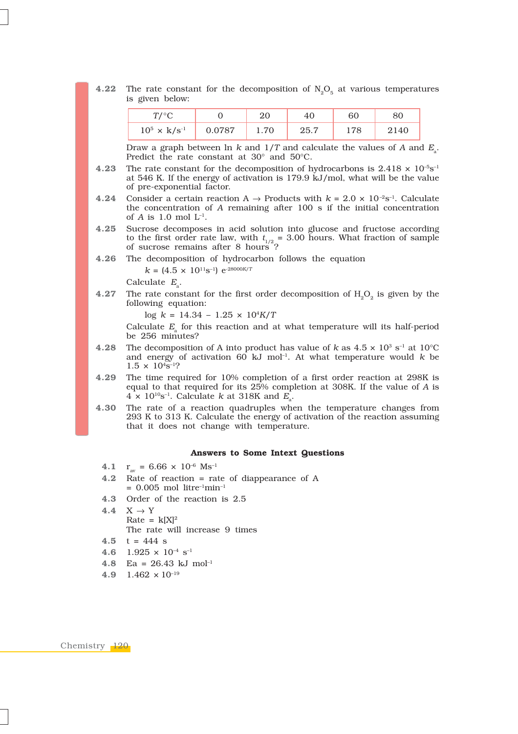**4.22** The rate constant for the decomposition of $N_2O_5$ at various temperatures is given below:

| $T/°C$ | 0 | 20 | 40 | 60 | 80 |
|---|---|---|---|---|---|
| $10^5 \times k/s^{-1}$ | 0.0787 | 1.70 | 25.7 | 178 | 2140 |

Draw a graph between ln $k$ and $1/T$ and calculate the values of $A$ and $E_a$. Predict the rate constant at 30° and 50°C.

**4.23** The rate constant for the decomposition of hydrocarbons is $2.418 \times 10^{-5} s^{-1}$ at 546 K. If the energy of activation is 179.9 kJ/mol, what will be the value of pre-exponential factor.

**4.24** Consider a certain reaction A → Products with $k = 2.0 \times 10^{-2} s^{-1}$. Calculate the concentration of $A$ remaining after 100 s if the initial concentration of $A$ is 1.0 mol $L^{-1}$.

**4.25** Sucrose decomposes in acid solution into glucose and fructose according to the first order rate law, with $t_{1/2}$ = 3.00 hours. What fraction of sample of sucrose remains after 8 hours ?

**4.26** The decomposition of hydrocarbon follows the equation

$$k = (4.5 \times 10^{11} s^{-1})\ e^{-28000K/T}$$

Calculate $E_a$.

**4.27** The rate constant for the first order decomposition of $H_2O_2$ is given by the following equation:

$$\log k = 14.34 - 1.25 \times 10^4 K/T$$

Calculate $E_a$ for this reaction and at what temperature will its half-period be 256 minutes?

**4.28** The decomposition of A into product has value of $k$ as $4.5 \times 10^3\ s^{-1}$ at 10°C and energy of activation 60 kJ $mol^{-1}$. At what temperature would $k$ be $1.5 \times 10^4 s^{-1}$?

**4.29** The time required for 10% completion of a first order reaction at 298K is equal to that required for its 25% completion at 308K. If the value of $A$ is $4 \times 10^{10} s^{-1}$. Calculate $k$ at 318K and $E_a$.

**4.30** The rate of a reaction quadruples when the temperature changes from 293 K to 313 K. Calculate the energy of activation of the reaction assuming that it does not change with temperature.

### Answers to Some Intext Questions

**4.1** $r_{av} = 6.66 \times 10^{-6}\ Ms^{-1}$

**4.2** Rate of reaction = rate of diappearance of A
= 0.005 mol $litre^{-1}min^{-1}$

**4.3** Order of the reaction is 2.5

**4.4** X → Y
Rate = $k[X]^2$
The rate will increase 9 times

**4.5** t = 444 s

**4.6** $1.925 \times 10^{-4}\ s^{-1}$

**4.8** Ea = 26.43 kJ $mol^{-1}$

**4.9** $1.462 \times 10^{-19}$